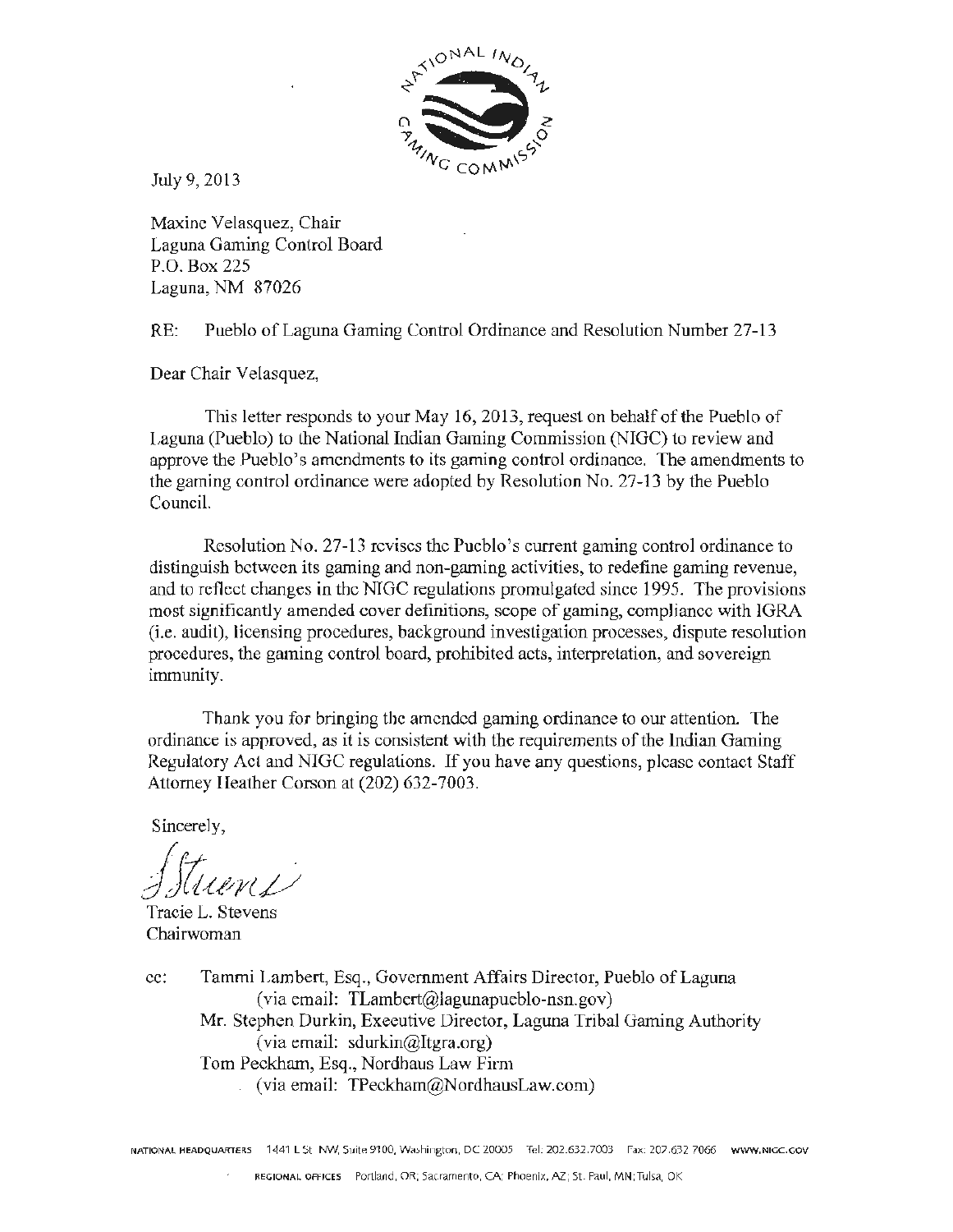July 9, 2013

Maxine Velasquez, Chair
Laguna Gaming Control Board
P.O. Box 225
Laguna, NM 87026

RE: Pueblo of Laguna Gaming Control Ordinance and Resolution Number 27-13

Dear Chair Velasquez,

This letter responds to your May 16, 2013, request on behalf of the Pueblo of Laguna (Pueblo) to the National Indian Gaming Commission (NIGC) to review and approve the Pueblo's amendments to its gaming control ordinance. The amendments to the gaming control ordinance were adopted by Resolution No. 27-13 by the Pueblo Council.

Resolution No. 27-13 revises the Pueblo's current gaming control ordinance to distinguish between its gaming and non-gaming activities, to redefine gaming revenue, and to reflect changes in the NIGC regulations promulgated since 1995. The provisions most significantly amended cover definitions, scope of gaming, compliance with IGRA (i.e. audit), licensing procedures, background investigation processes, dispute resolution procedures, the gaming control board, prohibited acts, interpretation, and sovereign immunity.

Thank you for bringing the amended gaming ordinance to our attention. The ordinance is approved, as it is consistent with the requirements of the Indian Gaming Regulatory Act and NIGC regulations. If you have any questions, please contact Staff Attorney Heather Corson at (202) 632-7003.

Sincerely,

Tracie L. Stevens
Chairwoman

cc: Tammi Lambert, Esq., Government Affairs Director, Pueblo of Laguna
(via email: TLambert@lagunapueblo-nsn.gov)
Mr. Stephen Durkin, Executive Director, Laguna Tribal Gaming Authority
(via email: sdurkin@ltgra.org)
Tom Peckham, Esq., Nordhaus Law Firm
(via email: TPeckham@NordhausLaw.com)

NATIONAL HEADQUARTERS 1441 L St. NW, Suite 9100, Washington, DC 20005 Tel: 202.632.7003 Fax: 202.632.7066 WWW.NIGC.GOV

REGIONAL OFFICES Portland, OR; Sacramento, CA; Phoenix, AZ; St. Paul, MN; Tulsa, OK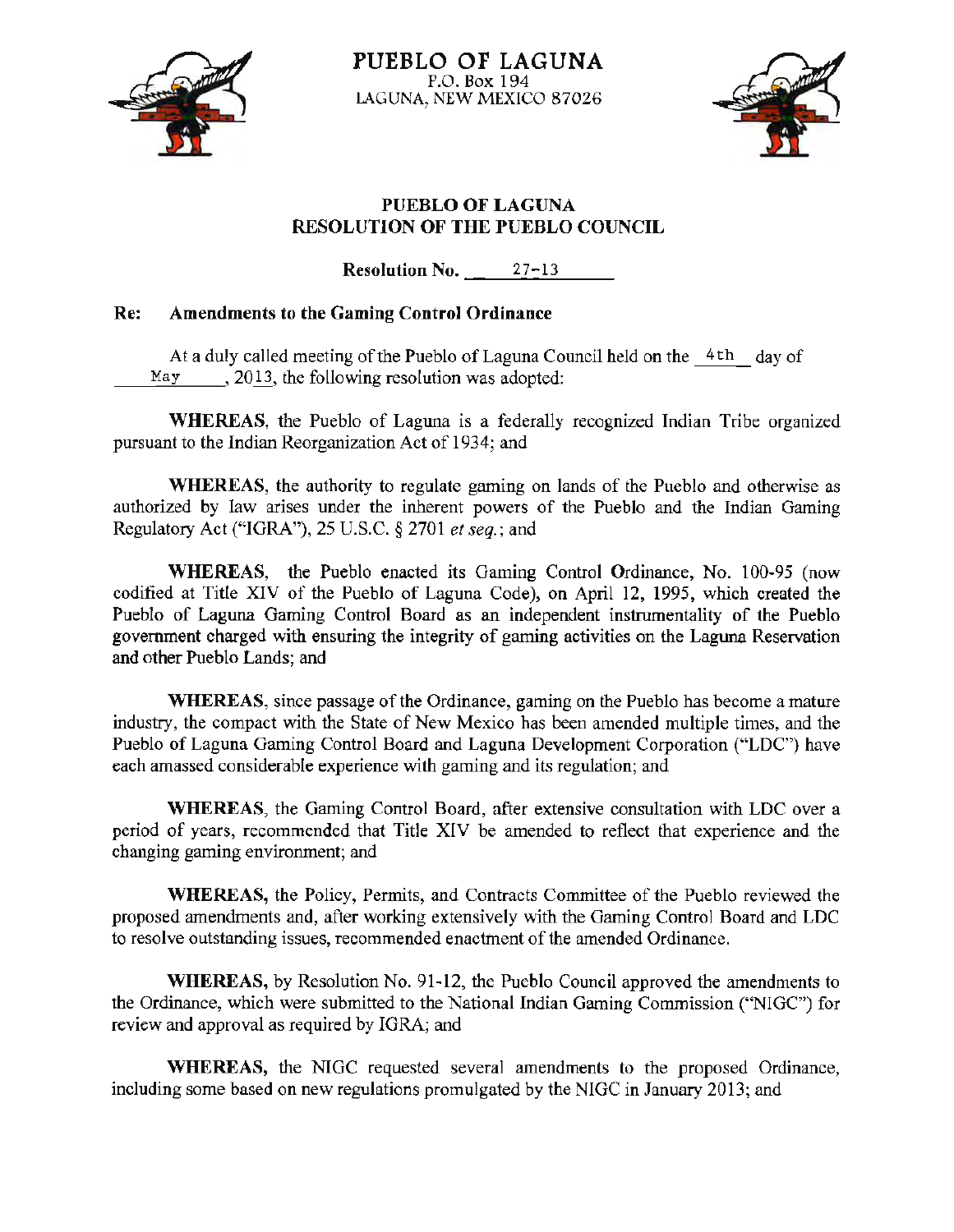# PUEBLO OF LAGUNA

P.O. Box 194
LAGUNA, NEW MEXICO 87026

## PUEBLO OF LAGUNA
## RESOLUTION OF THE PUEBLO COUNCIL

**Resolution No. 27-13**

**Re: Amendments to the Gaming Control Ordinance**

At a duly called meeting of the Pueblo of Laguna Council held on the 4th day of May, 2013, the following resolution was adopted:

**WHEREAS**, the Pueblo of Laguna is a federally recognized Indian Tribe organized pursuant to the Indian Reorganization Act of 1934; and

**WHEREAS**, the authority to regulate gaming on lands of the Pueblo and otherwise as authorized by law arises under the inherent powers of the Pueblo and the Indian Gaming Regulatory Act ("IGRA"), 25 U.S.C. § 2701 *et seq.*; and

**WHEREAS**, the Pueblo enacted its Gaming Control Ordinance, No. 100-95 (now codified at Title XIV of the Pueblo of Laguna Code), on April 12, 1995, which created the Pueblo of Laguna Gaming Control Board as an independent instrumentality of the Pueblo government charged with ensuring the integrity of gaming activities on the Laguna Reservation and other Pueblo Lands; and

**WHEREAS**, since passage of the Ordinance, gaming on the Pueblo has become a mature industry, the compact with the State of New Mexico has been amended multiple times, and the Pueblo of Laguna Gaming Control Board and Laguna Development Corporation ("LDC") have each amassed considerable experience with gaming and its regulation; and

**WHEREAS**, the Gaming Control Board, after extensive consultation with LDC over a period of years, recommended that Title XIV be amended to reflect that experience and the changing gaming environment; and

**WHEREAS,** the Policy, Permits, and Contracts Committee of the Pueblo reviewed the proposed amendments and, after working extensively with the Gaming Control Board and LDC to resolve outstanding issues, recommended enactment of the amended Ordinance.

**WHEREAS,** by Resolution No. 91-12, the Pueblo Council approved the amendments to the Ordinance, which were submitted to the National Indian Gaming Commission ("NIGC") for review and approval as required by IGRA; and

**WHEREAS,** the NIGC requested several amendments to the proposed Ordinance, including some based on new regulations promulgated by the NIGC in January 2013; and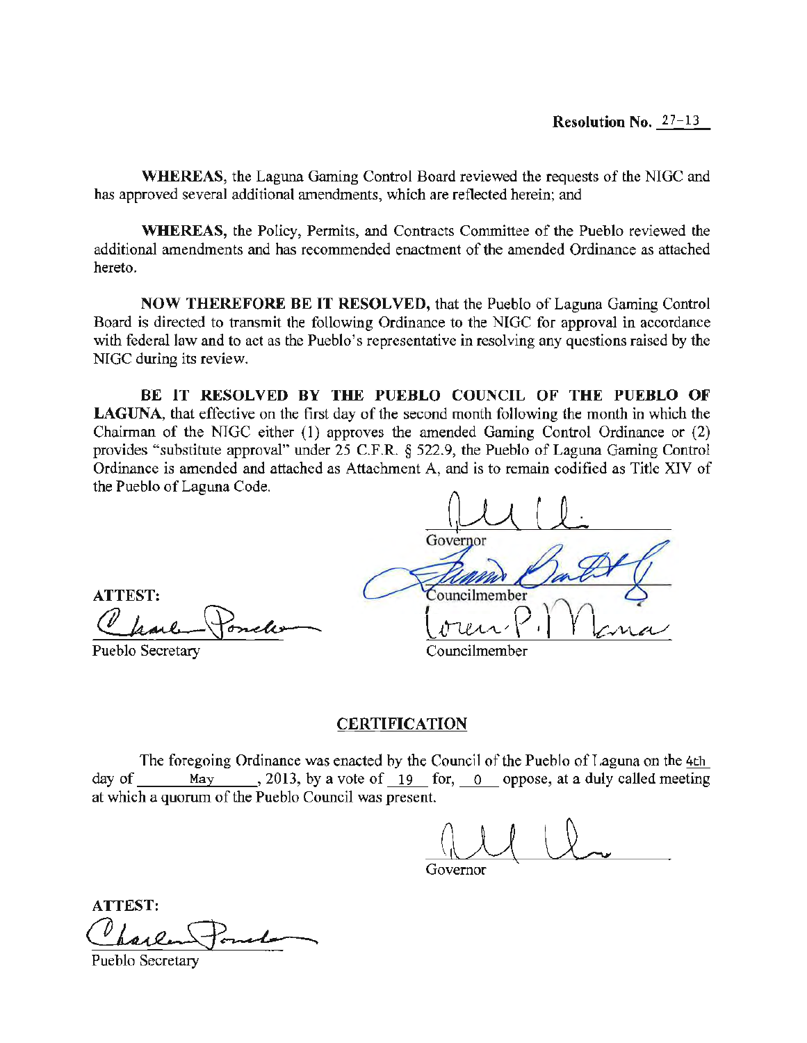**Resolution No. 27-13**

**WHEREAS,** the Laguna Gaming Control Board reviewed the requests of the NIGC and has approved several additional amendments, which are reflected herein; and

**WHEREAS,** the Policy, Permits, and Contracts Committee of the Pueblo reviewed the additional amendments and has recommended enactment of the amended Ordinance as attached hereto.

**NOW THEREFORE BE IT RESOLVED,** that the Pueblo of Laguna Gaming Control Board is directed to transmit the following Ordinance to the NIGC for approval in accordance with federal law and to act as the Pueblo's representative in resolving any questions raised by the NIGC during its review.

**BE IT RESOLVED BY THE PUEBLO COUNCIL OF THE PUEBLO OF LAGUNA,** that effective on the first day of the second month following the month in which the Chairman of the NIGC either (1) approves the amended Gaming Control Ordinance or (2) provides "substitute approval" under 25 C.F.R. § 522.9, the Pueblo of Laguna Gaming Control Ordinance is amended and attached as Attachment A, and is to remain codified as Title XIV of the Pueblo of Laguna Code.

Governor

ATTEST:

Pueblo Secretary

Councilmember

Councilmember

## CERTIFICATION

The foregoing Ordinance was enacted by the Council of the Pueblo of Laguna on the 4th day of May, 2013, by a vote of 19 for, 0 oppose, at a duly called meeting at which a quorum of the Pueblo Council was present.

Governor

ATTEST:

Pueblo Secretary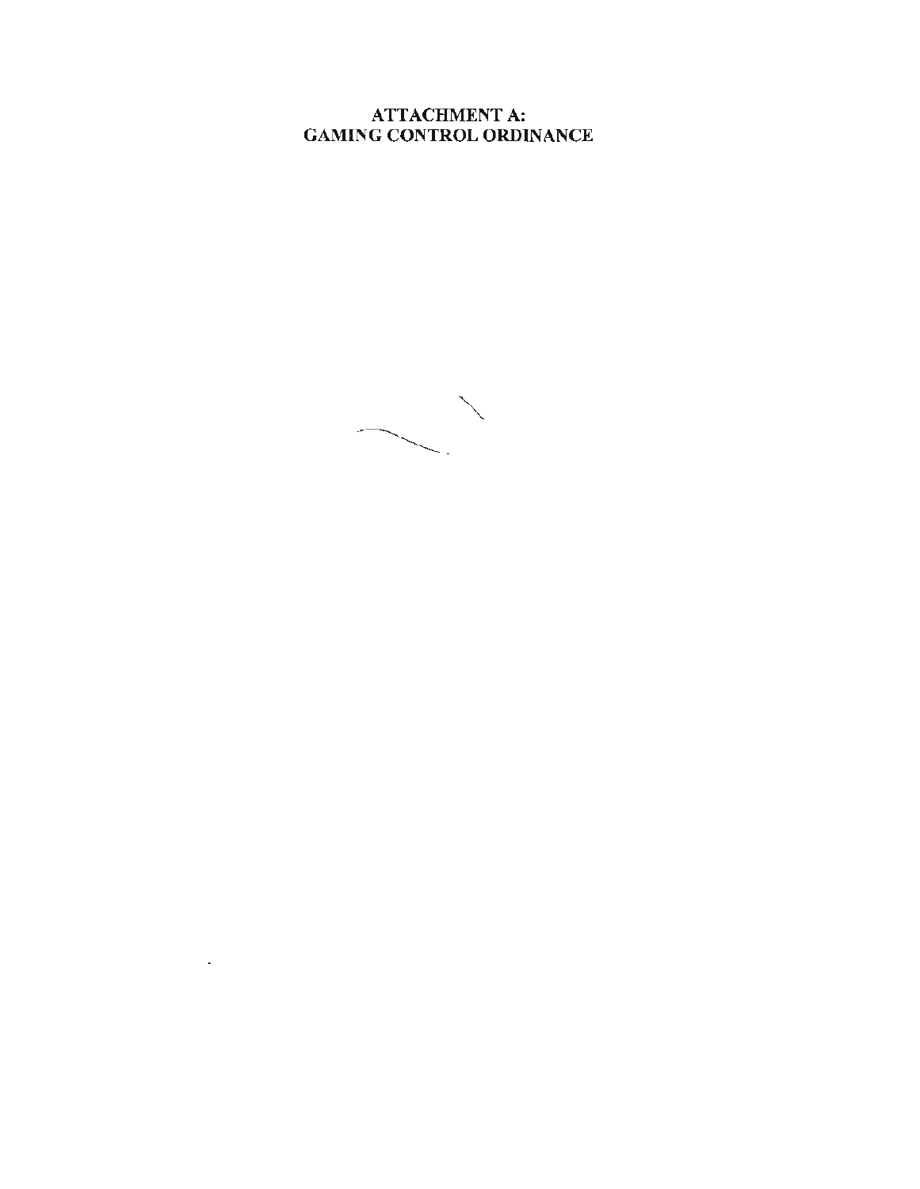# ATTACHMENT A:
# GAMING CONTROL ORDINANCE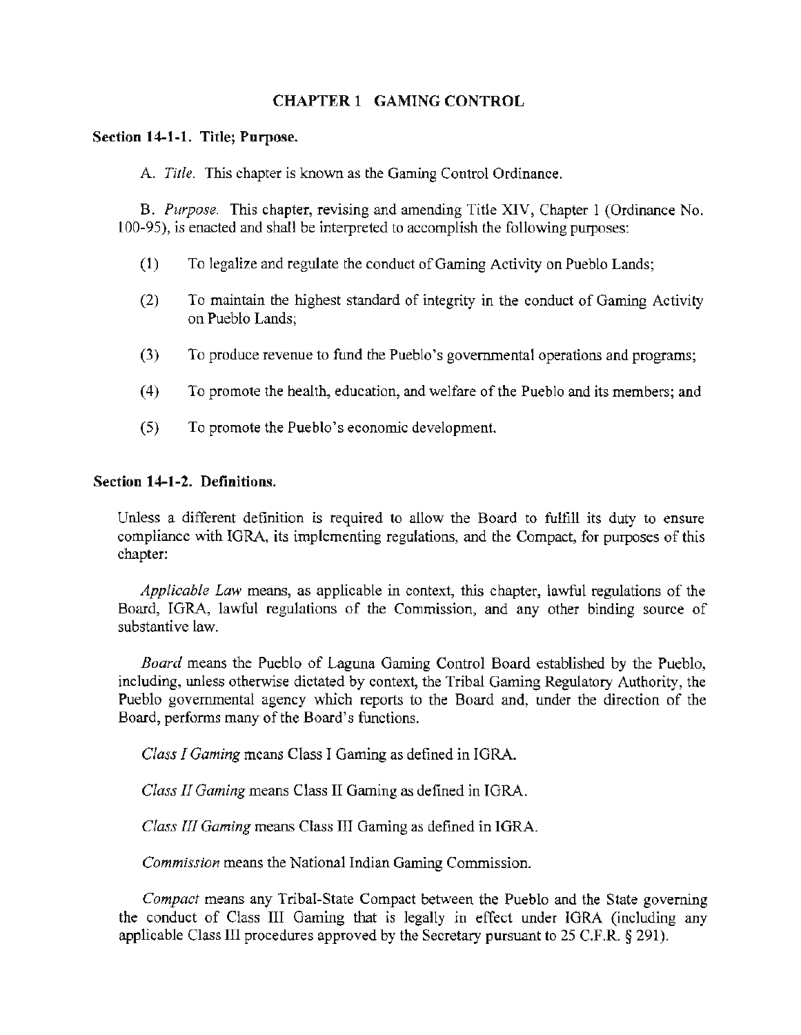## CHAPTER 1 GAMING CONTROL

**Section 14-1-1. Title; Purpose.**

A. *Title.* This chapter is known as the Gaming Control Ordinance.

B. *Purpose.* This chapter, revising and amending Title XIV, Chapter 1 (Ordinance No. 100-95), is enacted and shall be interpreted to accomplish the following purposes:

(1) To legalize and regulate the conduct of Gaming Activity on Pueblo Lands;

(2) To maintain the highest standard of integrity in the conduct of Gaming Activity on Pueblo Lands;

(3) To produce revenue to fund the Pueblo's governmental operations and programs;

(4) To promote the health, education, and welfare of the Pueblo and its members; and

(5) To promote the Pueblo's economic development.

**Section 14-1-2. Definitions.**

Unless a different definition is required to allow the Board to fulfill its duty to ensure compliance with IGRA, its implementing regulations, and the Compact, for purposes of this chapter:

*Applicable Law* means, as applicable in context, this chapter, lawful regulations of the Board, IGRA, lawful regulations of the Commission, and any other binding source of substantive law.

*Board* means the Pueblo of Laguna Gaming Control Board established by the Pueblo, including, unless otherwise dictated by context, the Tribal Gaming Regulatory Authority, the Pueblo governmental agency which reports to the Board and, under the direction of the Board, performs many of the Board's functions.

*Class I Gaming* means Class I Gaming as defined in IGRA.

*Class II Gaming* means Class II Gaming as defined in IGRA.

*Class III Gaming* means Class III Gaming as defined in IGRA.

*Commission* means the National Indian Gaming Commission.

*Compact* means any Tribal-State Compact between the Pueblo and the State governing the conduct of Class III Gaming that is legally in effect under IGRA (including any applicable Class III procedures approved by the Secretary pursuant to 25 C.F.R. § 291).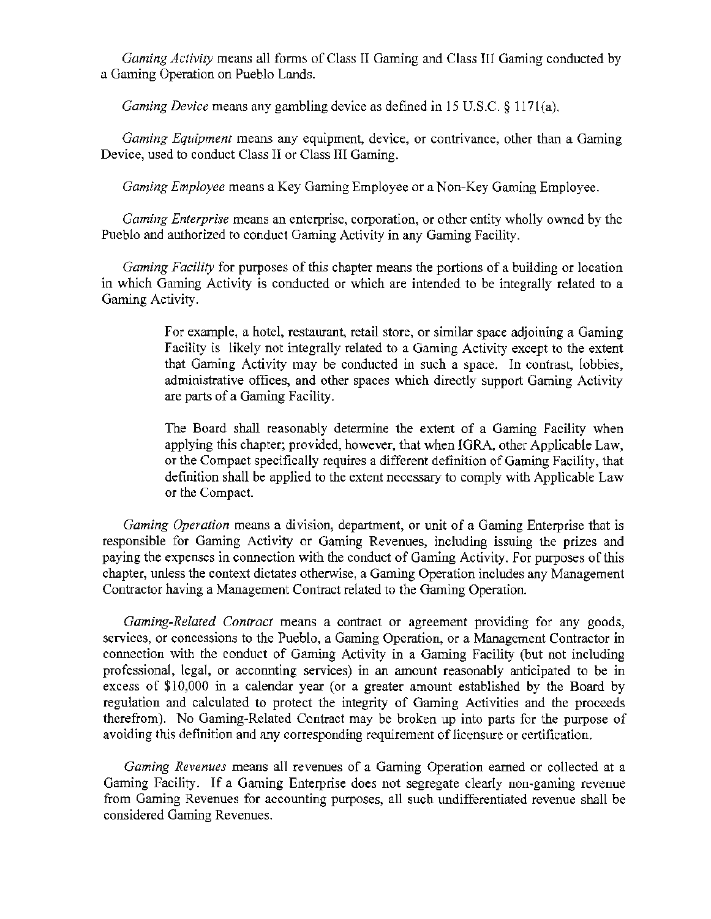*Gaming Activity* means all forms of Class II Gaming and Class III Gaming conducted by a Gaming Operation on Pueblo Lands.

*Gaming Device* means any gambling device as defined in 15 U.S.C. § 1171(a).

*Gaming Equipment* means any equipment, device, or contrivance, other than a Gaming Device, used to conduct Class II or Class III Gaming.

*Gaming Employee* means a Key Gaming Employee or a Non-Key Gaming Employee.

*Gaming Enterprise* means an enterprise, corporation, or other entity wholly owned by the Pueblo and authorized to conduct Gaming Activity in any Gaming Facility.

*Gaming Facility* for purposes of this chapter means the portions of a building or location in which Gaming Activity is conducted or which are intended to be integrally related to a Gaming Activity.

> For example, a hotel, restaurant, retail store, or similar space adjoining a Gaming Facility is likely not integrally related to a Gaming Activity except to the extent that Gaming Activity may be conducted in such a space. In contrast, lobbies, administrative offices, and other spaces which directly support Gaming Activity are parts of a Gaming Facility.
>
> The Board shall reasonably determine the extent of a Gaming Facility when applying this chapter; provided, however, that when IGRA, other Applicable Law, or the Compact specifically requires a different definition of Gaming Facility, that definition shall be applied to the extent necessary to comply with Applicable Law or the Compact.

*Gaming Operation* means a division, department, or unit of a Gaming Enterprise that is responsible for Gaming Activity or Gaming Revenues, including issuing the prizes and paying the expenses in connection with the conduct of Gaming Activity. For purposes of this chapter, unless the context dictates otherwise, a Gaming Operation includes any Management Contractor having a Management Contract related to the Gaming Operation.

*Gaming-Related Contract* means a contract or agreement providing for any goods, services, or concessions to the Pueblo, a Gaming Operation, or a Management Contractor in connection with the conduct of Gaming Activity in a Gaming Facility (but not including professional, legal, or accounting services) in an amount reasonably anticipated to be in excess of $10,000 in a calendar year (or a greater amount established by the Board by regulation and calculated to protect the integrity of Gaming Activities and the proceeds therefrom). No Gaming-Related Contract may be broken up into parts for the purpose of avoiding this definition and any corresponding requirement of licensure or certification.

*Gaming Revenues* means all revenues of a Gaming Operation earned or collected at a Gaming Facility. If a Gaming Enterprise does not segregate clearly non-gaming revenue from Gaming Revenues for accounting purposes, all such undifferentiated revenue shall be considered Gaming Revenues.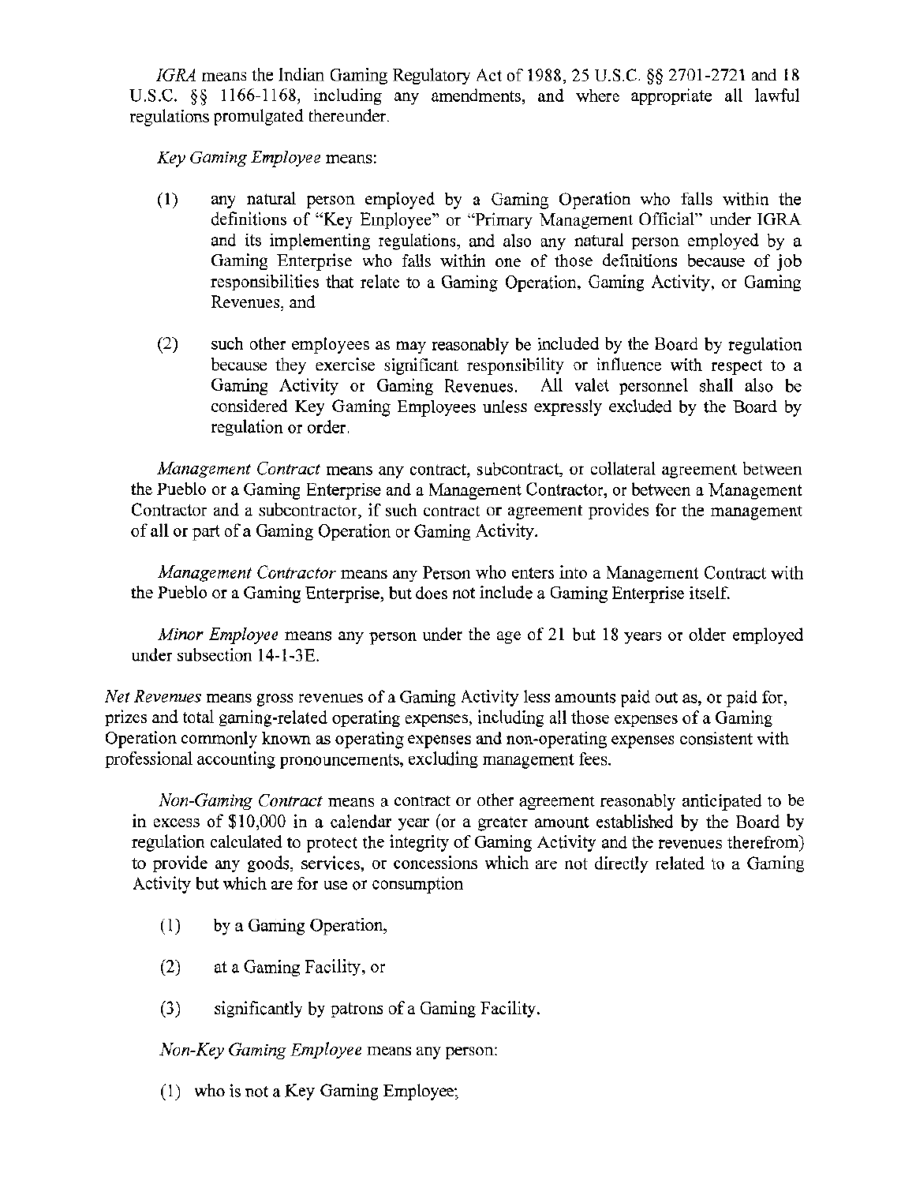*IGRA* means the Indian Gaming Regulatory Act of 1988, 25 U.S.C. §§ 2701-2721 and 18 U.S.C. §§ 1166-1168, including any amendments, and where appropriate all lawful regulations promulgated thereunder.

*Key Gaming Employee* means:

(1) any natural person employed by a Gaming Operation who falls within the definitions of "Key Employee" or "Primary Management Official" under IGRA and its implementing regulations, and also any natural person employed by a Gaming Enterprise who falls within one of those definitions because of job responsibilities that relate to a Gaming Operation, Gaming Activity, or Gaming Revenues, and

(2) such other employees as may reasonably be included by the Board by regulation because they exercise significant responsibility or influence with respect to a Gaming Activity or Gaming Revenues. All valet personnel shall also be considered Key Gaming Employees unless expressly excluded by the Board by regulation or order.

*Management Contract* means any contract, subcontract, or collateral agreement between the Pueblo or a Gaming Enterprise and a Management Contractor, or between a Management Contractor and a subcontractor, if such contract or agreement provides for the management of all or part of a Gaming Operation or Gaming Activity.

*Management Contractor* means any Person who enters into a Management Contract with the Pueblo or a Gaming Enterprise, but does not include a Gaming Enterprise itself.

*Minor Employee* means any person under the age of 21 but 18 years or older employed under subsection 14-1-3E.

*Net Revenues* means gross revenues of a Gaming Activity less amounts paid out as, or paid for, prizes and total gaming-related operating expenses, including all those expenses of a Gaming Operation commonly known as operating expenses and non-operating expenses consistent with professional accounting pronouncements, excluding management fees.

*Non-Gaming Contract* means a contract or other agreement reasonably anticipated to be in excess of $10,000 in a calendar year (or a greater amount established by the Board by regulation calculated to protect the integrity of Gaming Activity and the revenues therefrom) to provide any goods, services, or concessions which are not directly related to a Gaming Activity but which are for use or consumption

(1) by a Gaming Operation,

(2) at a Gaming Facility, or

(3) significantly by patrons of a Gaming Facility.

*Non-Key Gaming Employee* means any person:

(1) who is not a Key Gaming Employee;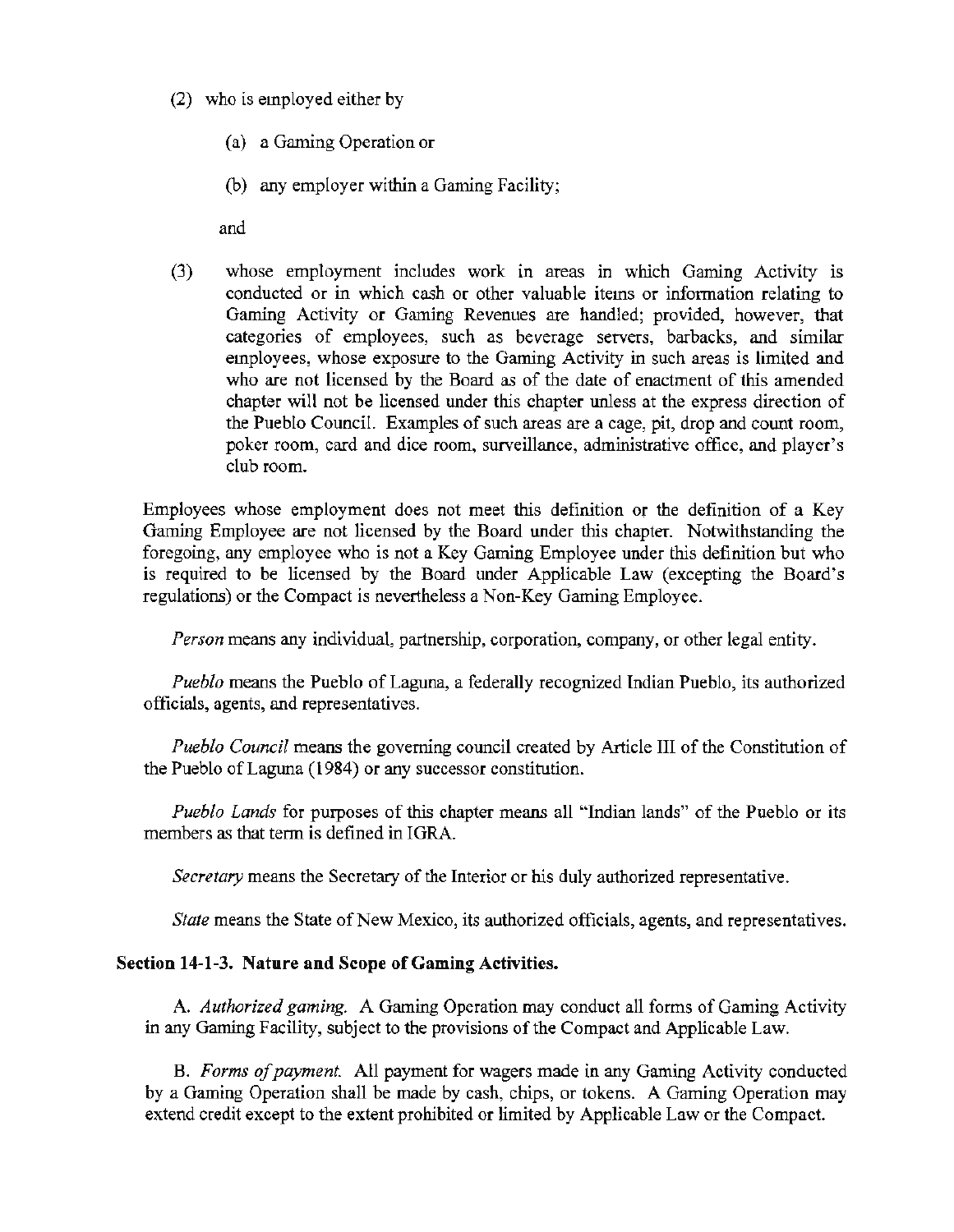(2) who is employed either by

   (a) a Gaming Operation or

   (b) any employer within a Gaming Facility;

   and

(3) whose employment includes work in areas in which Gaming Activity is conducted or in which cash or other valuable items or information relating to Gaming Activity or Gaming Revenues are handled; provided, however, that categories of employees, such as beverage servers, barbacks, and similar employees, whose exposure to the Gaming Activity in such areas is limited and who are not licensed by the Board as of the date of enactment of this amended chapter will not be licensed under this chapter unless at the express direction of the Pueblo Council. Examples of such areas are a cage, pit, drop and count room, poker room, card and dice room, surveillance, administrative office, and player's club room.

Employees whose employment does not meet this definition or the definition of a Key Gaming Employee are not licensed by the Board under this chapter. Notwithstanding the foregoing, any employee who is not a Key Gaming Employee under this definition but who is required to be licensed by the Board under Applicable Law (excepting the Board's regulations) or the Compact is nevertheless a Non-Key Gaming Employee.

*Person* means any individual, partnership, corporation, company, or other legal entity.

*Pueblo* means the Pueblo of Laguna, a federally recognized Indian Pueblo, its authorized officials, agents, and representatives.

*Pueblo Council* means the governing council created by Article III of the Constitution of the Pueblo of Laguna (1984) or any successor constitution.

*Pueblo Lands* for purposes of this chapter means all "Indian lands" of the Pueblo or its members as that term is defined in IGRA.

*Secretary* means the Secretary of the Interior or his duly authorized representative.

*State* means the State of New Mexico, its authorized officials, agents, and representatives.

**Section 14-1-3. Nature and Scope of Gaming Activities.**

A. *Authorized gaming.* A Gaming Operation may conduct all forms of Gaming Activity in any Gaming Facility, subject to the provisions of the Compact and Applicable Law.

B. *Forms of payment.* All payment for wagers made in any Gaming Activity conducted by a Gaming Operation shall be made by cash, chips, or tokens. A Gaming Operation may extend credit except to the extent prohibited or limited by Applicable Law or the Compact.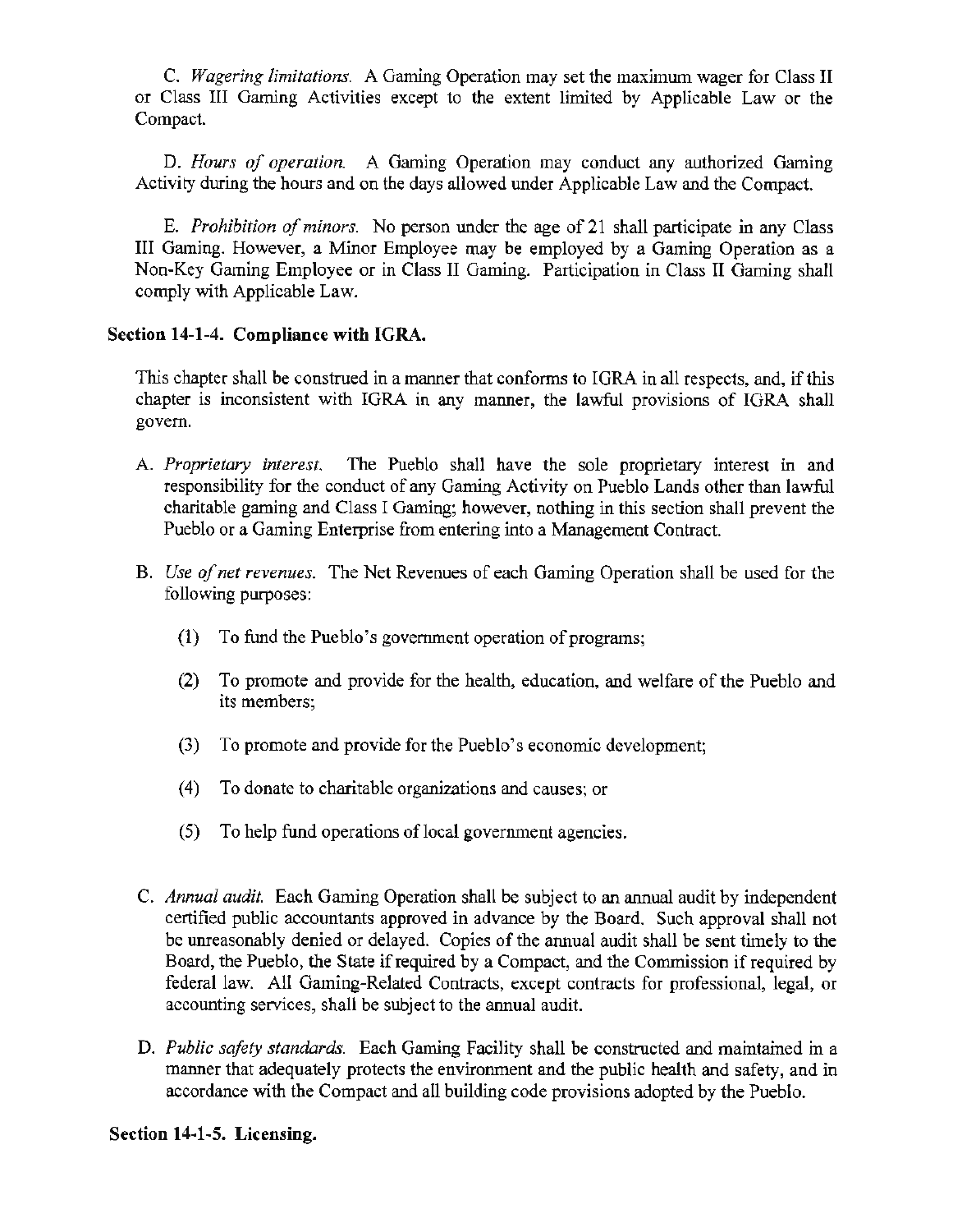C. *Wagering limitations.* A Gaming Operation may set the maximum wager for Class II or Class III Gaming Activities except to the extent limited by Applicable Law or the Compact.

D. *Hours of operation.* A Gaming Operation may conduct any authorized Gaming Activity during the hours and on the days allowed under Applicable Law and the Compact.

E. *Prohibition of minors.* No person under the age of 21 shall participate in any Class III Gaming. However, a Minor Employee may be employed by a Gaming Operation as a Non-Key Gaming Employee or in Class II Gaming. Participation in Class II Gaming shall comply with Applicable Law.

**Section 14-1-4. Compliance with IGRA.**

This chapter shall be construed in a manner that conforms to IGRA in all respects, and, if this chapter is inconsistent with IGRA in any manner, the lawful provisions of IGRA shall govern.

A. *Proprietary interest.* The Pueblo shall have the sole proprietary interest in and responsibility for the conduct of any Gaming Activity on Pueblo Lands other than lawful charitable gaming and Class I Gaming; however, nothing in this section shall prevent the Pueblo or a Gaming Enterprise from entering into a Management Contract.

B. *Use of net revenues.* The Net Revenues of each Gaming Operation shall be used for the following purposes:

   (1) To fund the Pueblo's government operation of programs;

   (2) To promote and provide for the health, education, and welfare of the Pueblo and its members;

   (3) To promote and provide for the Pueblo's economic development;

   (4) To donate to charitable organizations and causes; or

   (5) To help fund operations of local government agencies.

C. *Annual audit.* Each Gaming Operation shall be subject to an annual audit by independent certified public accountants approved in advance by the Board. Such approval shall not be unreasonably denied or delayed. Copies of the annual audit shall be sent timely to the Board, the Pueblo, the State if required by a Compact, and the Commission if required by federal law. All Gaming-Related Contracts, except contracts for professional, legal, or accounting services, shall be subject to the annual audit.

D. *Public safety standards.* Each Gaming Facility shall be constructed and maintained in a manner that adequately protects the environment and the public health and safety, and in accordance with the Compact and all building code provisions adopted by the Pueblo.

**Section 14-1-5. Licensing.**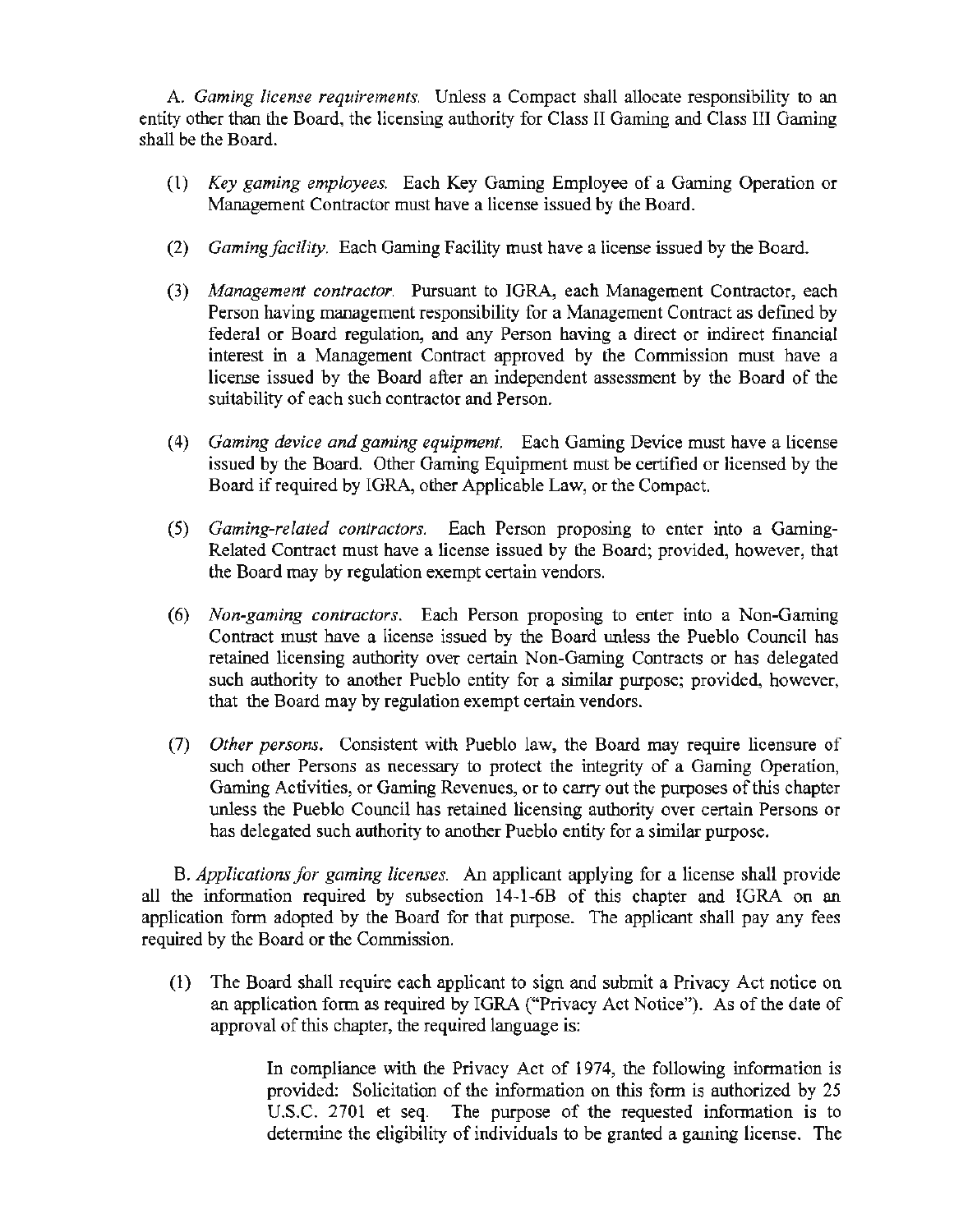A. *Gaming license requirements.* Unless a Compact shall allocate responsibility to an entity other than the Board, the licensing authority for Class II Gaming and Class III Gaming shall be the Board.

(1) *Key gaming employees.* Each Key Gaming Employee of a Gaming Operation or Management Contractor must have a license issued by the Board.

(2) *Gaming facility.* Each Gaming Facility must have a license issued by the Board.

(3) *Management contractor.* Pursuant to IGRA, each Management Contractor, each Person having management responsibility for a Management Contract as defined by federal or Board regulation, and any Person having a direct or indirect financial interest in a Management Contract approved by the Commission must have a license issued by the Board after an independent assessment by the Board of the suitability of each such contractor and Person.

(4) *Gaming device and gaming equipment.* Each Gaming Device must have a license issued by the Board. Other Gaming Equipment must be certified or licensed by the Board if required by IGRA, other Applicable Law, or the Compact.

(5) *Gaming-related contractors.* Each Person proposing to enter into a Gaming-Related Contract must have a license issued by the Board; provided, however, that the Board may by regulation exempt certain vendors.

(6) *Non-gaming contractors.* Each Person proposing to enter into a Non-Gaming Contract must have a license issued by the Board unless the Pueblo Council has retained licensing authority over certain Non-Gaming Contracts or has delegated such authority to another Pueblo entity for a similar purpose; provided, however, that the Board may by regulation exempt certain vendors.

(7) *Other persons.* Consistent with Pueblo law, the Board may require licensure of such other Persons as necessary to protect the integrity of a Gaming Operation, Gaming Activities, or Gaming Revenues, or to carry out the purposes of this chapter unless the Pueblo Council has retained licensing authority over certain Persons or has delegated such authority to another Pueblo entity for a similar purpose.

B. *Applications for gaming licenses.* An applicant applying for a license shall provide all the information required by subsection 14-1-6B of this chapter and IGRA on an application form adopted by the Board for that purpose. The applicant shall pay any fees required by the Board or the Commission.

(1) The Board shall require each applicant to sign and submit a Privacy Act notice on an application form as required by IGRA ("Privacy Act Notice"). As of the date of approval of this chapter, the required language is:

> In compliance with the Privacy Act of 1974, the following information is provided: Solicitation of the information on this form is authorized by 25 U.S.C. 2701 et seq. The purpose of the requested information is to determine the eligibility of individuals to be granted a gaming license. The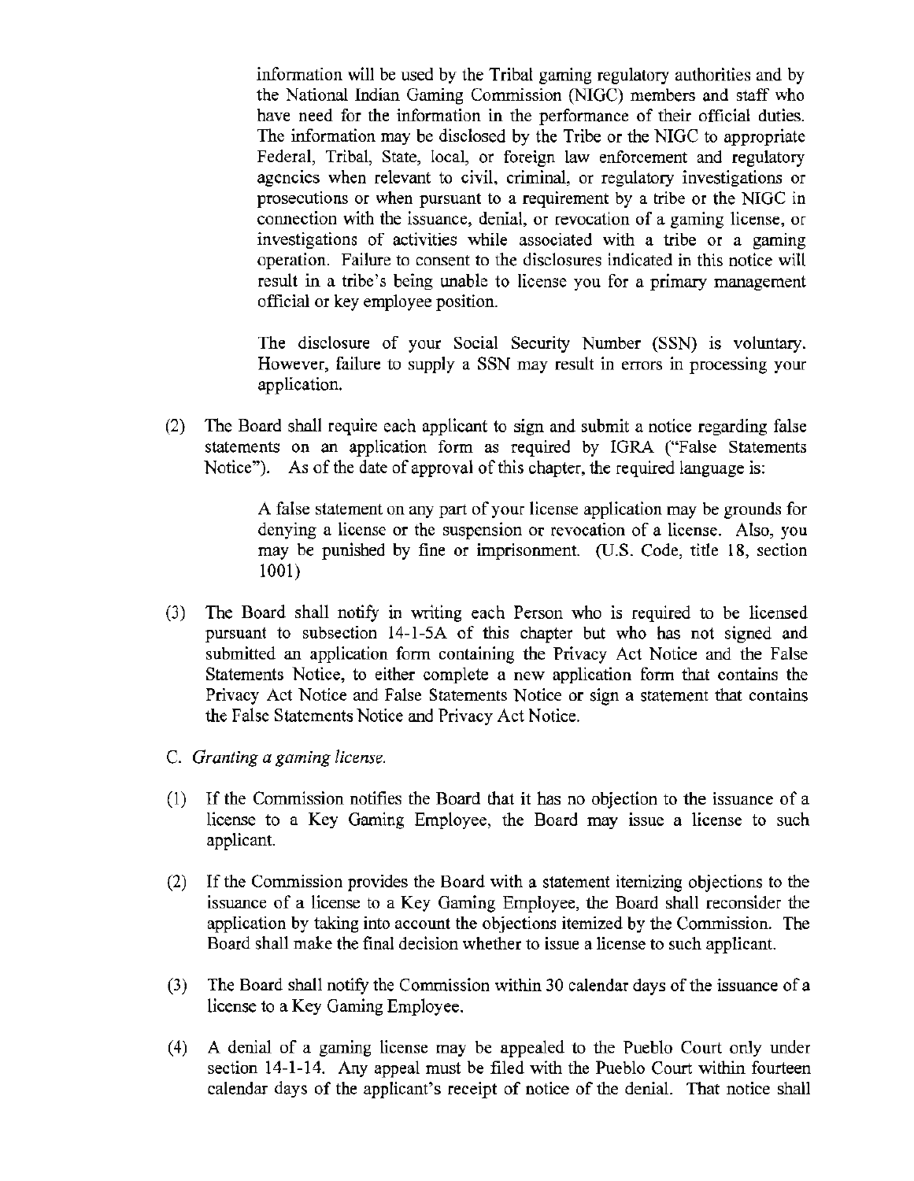information will be used by the Tribal gaming regulatory authorities and by the National Indian Gaming Commission (NIGC) members and staff who have need for the information in the performance of their official duties. The information may be disclosed by the Tribe or the NIGC to appropriate Federal, Tribal, State, local, or foreign law enforcement and regulatory agencies when relevant to civil, criminal, or regulatory investigations or prosecutions or when pursuant to a requirement by a tribe or the NIGC in connection with the issuance, denial, or revocation of a gaming license, or investigations of activities while associated with a tribe or a gaming operation. Failure to consent to the disclosures indicated in this notice will result in a tribe's being unable to license you for a primary management official or key employee position.

> The disclosure of your Social Security Number (SSN) is voluntary. However, failure to supply a SSN may result in errors in processing your application.

(2) The Board shall require each applicant to sign and submit a notice regarding false statements on an application form as required by IGRA ("False Statements Notice"). As of the date of approval of this chapter, the required language is:

> A false statement on any part of your license application may be grounds for denying a license or the suspension or revocation of a license. Also, you may be punished by fine or imprisonment. (U.S. Code, title 18, section 1001)

(3) The Board shall notify in writing each Person who is required to be licensed pursuant to subsection 14-1-5A of this chapter but who has not signed and submitted an application form containing the Privacy Act Notice and the False Statements Notice, to either complete a new application form that contains the Privacy Act Notice and False Statements Notice or sign a statement that contains the False Statements Notice and Privacy Act Notice.

C. *Granting a gaming license.*

(1) If the Commission notifies the Board that it has no objection to the issuance of a license to a Key Gaming Employee, the Board may issue a license to such applicant.

(2) If the Commission provides the Board with a statement itemizing objections to the issuance of a license to a Key Gaming Employee, the Board shall reconsider the application by taking into account the objections itemized by the Commission. The Board shall make the final decision whether to issue a license to such applicant.

(3) The Board shall notify the Commission within 30 calendar days of the issuance of a license to a Key Gaming Employee.

(4) A denial of a gaming license may be appealed to the Pueblo Court only under section 14-1-14. Any appeal must be filed with the Pueblo Court within fourteen calendar days of the applicant's receipt of notice of the denial. That notice shall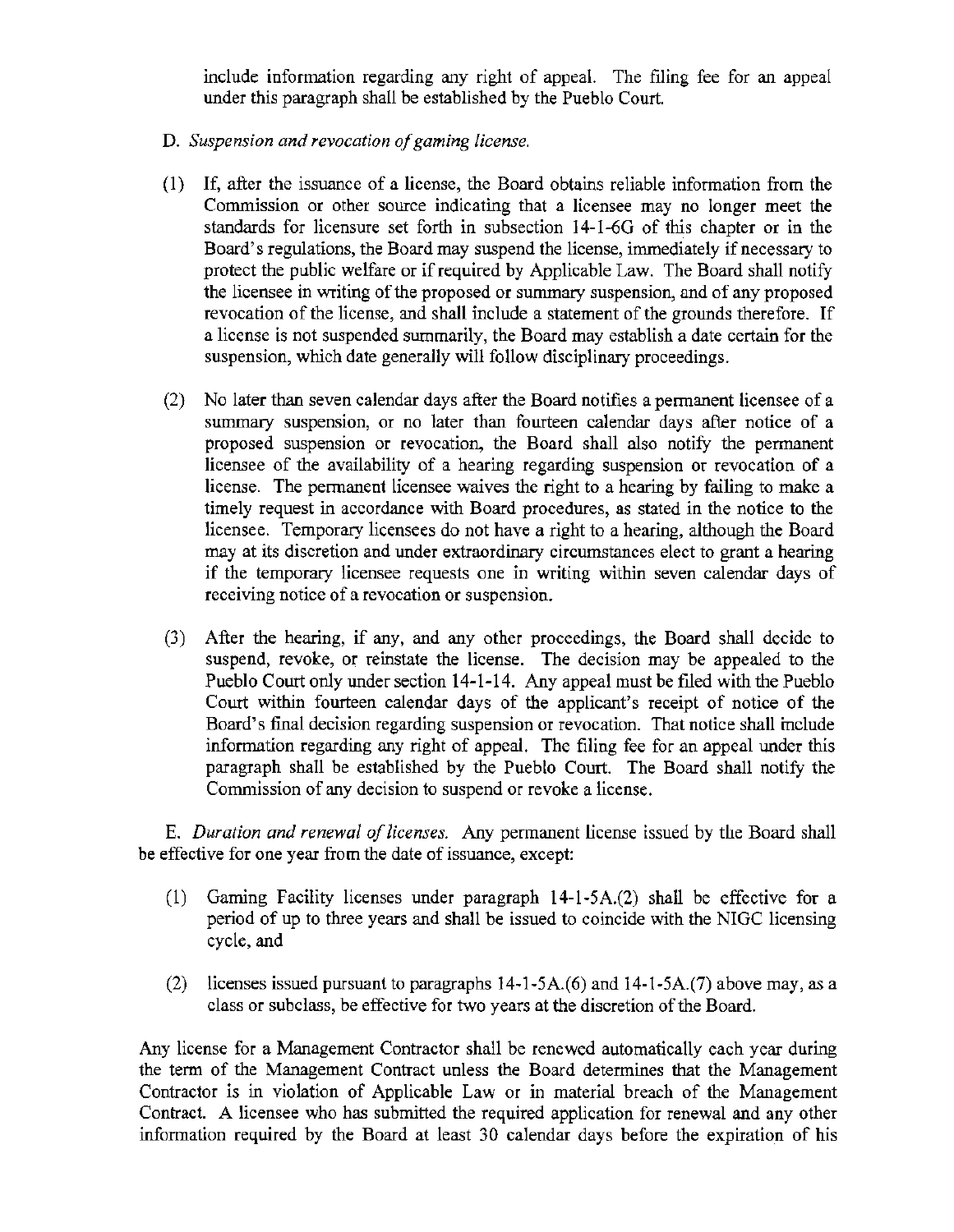include information regarding any right of appeal. The filing fee for an appeal under this paragraph shall be established by the Pueblo Court.

D. *Suspension and revocation of gaming license.*

(1) If, after the issuance of a license, the Board obtains reliable information from the Commission or other source indicating that a licensee may no longer meet the standards for licensure set forth in subsection 14-1-6G of this chapter or in the Board's regulations, the Board may suspend the license, immediately if necessary to protect the public welfare or if required by Applicable Law. The Board shall notify the licensee in writing of the proposed or summary suspension, and of any proposed revocation of the license, and shall include a statement of the grounds therefore. If a license is not suspended summarily, the Board may establish a date certain for the suspension, which date generally will follow disciplinary proceedings.

(2) No later than seven calendar days after the Board notifies a permanent licensee of a summary suspension, or no later than fourteen calendar days after notice of a proposed suspension or revocation, the Board shall also notify the permanent licensee of the availability of a hearing regarding suspension or revocation of a license. The permanent licensee waives the right to a hearing by failing to make a timely request in accordance with Board procedures, as stated in the notice to the licensee. Temporary licensees do not have a right to a hearing, although the Board may at its discretion and under extraordinary circumstances elect to grant a hearing if the temporary licensee requests one in writing within seven calendar days of receiving notice of a revocation or suspension.

(3) After the hearing, if any, and any other proceedings, the Board shall decide to suspend, revoke, or reinstate the license. The decision may be appealed to the Pueblo Court only under section 14-1-14. Any appeal must be filed with the Pueblo Court within fourteen calendar days of the applicant's receipt of notice of the Board's final decision regarding suspension or revocation. That notice shall include information regarding any right of appeal. The filing fee for an appeal under this paragraph shall be established by the Pueblo Court. The Board shall notify the Commission of any decision to suspend or revoke a license.

E. *Duration and renewal of licenses.* Any permanent license issued by the Board shall be effective for one year from the date of issuance, except:

(1) Gaming Facility licenses under paragraph 14-1-5A.(2) shall be effective for a period of up to three years and shall be issued to coincide with the NIGC licensing cycle, and

(2) licenses issued pursuant to paragraphs 14-1-5A.(6) and 14-1-5A.(7) above may, as a class or subclass, be effective for two years at the discretion of the Board.

Any license for a Management Contractor shall be renewed automatically each year during the term of the Management Contract unless the Board determines that the Management Contractor is in violation of Applicable Law or in material breach of the Management Contract. A licensee who has submitted the required application for renewal and any other information required by the Board at least 30 calendar days before the expiration of his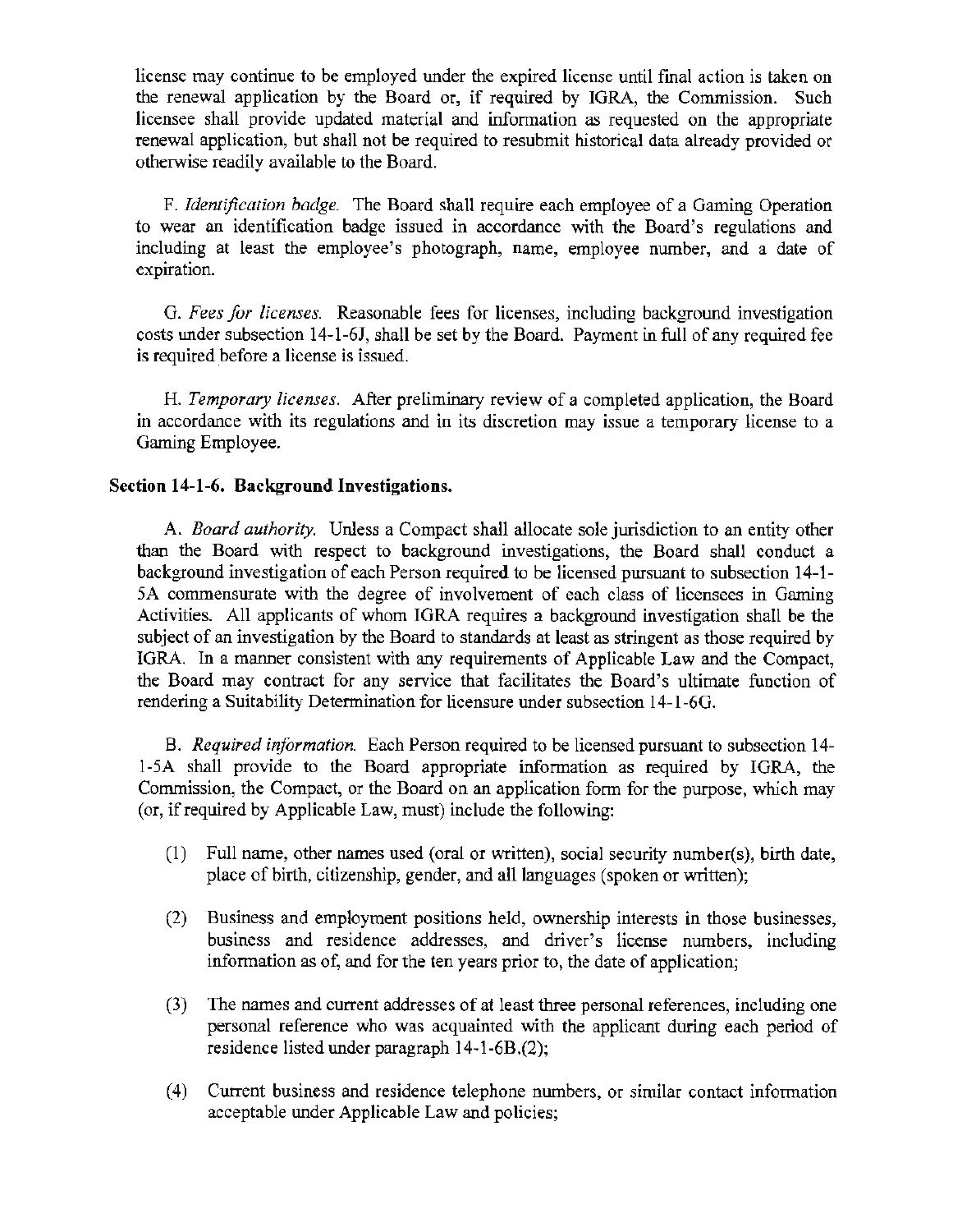license may continue to be employed under the expired license until final action is taken on the renewal application by the Board or, if required by IGRA, the Commission. Such licensee shall provide updated material and information as requested on the appropriate renewal application, but shall not be required to resubmit historical data already provided or otherwise readily available to the Board.

F. *Identification badge.* The Board shall require each employee of a Gaming Operation to wear an identification badge issued in accordance with the Board's regulations and including at least the employee's photograph, name, employee number, and a date of expiration.

G. *Fees for licenses.* Reasonable fees for licenses, including background investigation costs under subsection 14-1-6J, shall be set by the Board. Payment in full of any required fee is required before a license is issued.

H. *Temporary licenses.* After preliminary review of a completed application, the Board in accordance with its regulations and in its discretion may issue a temporary license to a Gaming Employee.

### Section 14-1-6. Background Investigations.

A. *Board authority.* Unless a Compact shall allocate sole jurisdiction to an entity other than the Board with respect to background investigations, the Board shall conduct a background investigation of each Person required to be licensed pursuant to subsection 14-1-5A commensurate with the degree of involvement of each class of licensees in Gaming Activities. All applicants of whom IGRA requires a background investigation shall be the subject of an investigation by the Board to standards at least as stringent as those required by IGRA. In a manner consistent with any requirements of Applicable Law and the Compact, the Board may contract for any service that facilitates the Board's ultimate function of rendering a Suitability Determination for licensure under subsection 14-1-6G.

B. *Required information.* Each Person required to be licensed pursuant to subsection 14-1-5A shall provide to the Board appropriate information as required by IGRA, the Commission, the Compact, or the Board on an application form for the purpose, which may (or, if required by Applicable Law, must) include the following:

(1) Full name, other names used (oral or written), social security number(s), birth date, place of birth, citizenship, gender, and all languages (spoken or written);

(2) Business and employment positions held, ownership interests in those businesses, business and residence addresses, and driver's license numbers, including information as of, and for the ten years prior to, the date of application;

(3) The names and current addresses of at least three personal references, including one personal reference who was acquainted with the applicant during each period of residence listed under paragraph 14-1-6B.(2);

(4) Current business and residence telephone numbers, or similar contact information acceptable under Applicable Law and policies;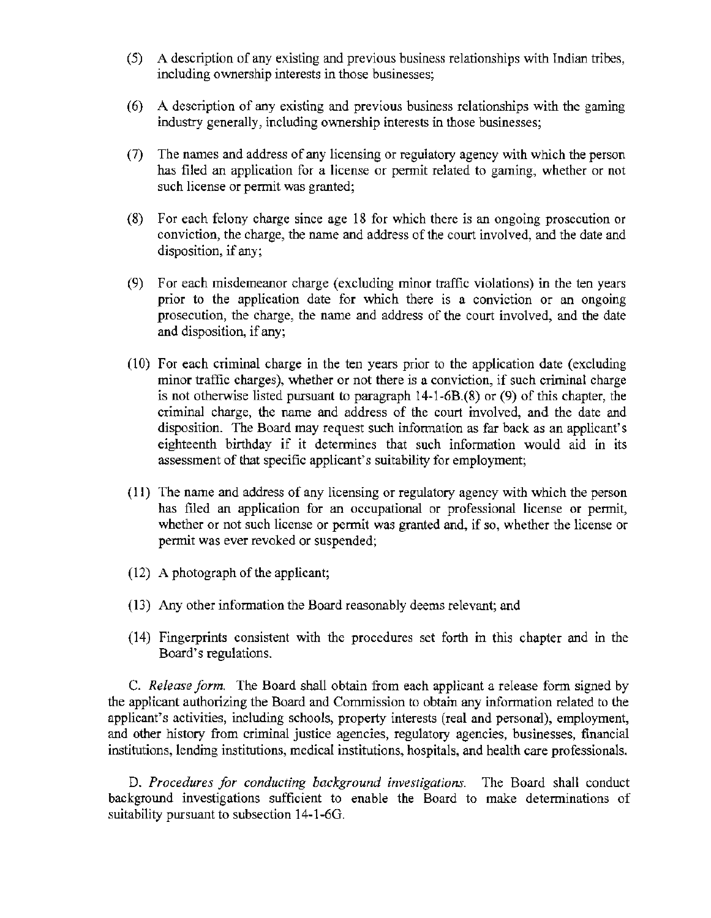(5) A description of any existing and previous business relationships with Indian tribes, including ownership interests in those businesses;

(6) A description of any existing and previous business relationships with the gaming industry generally, including ownership interests in those businesses;

(7) The names and address of any licensing or regulatory agency with which the person has filed an application for a license or permit related to gaming, whether or not such license or permit was granted;

(8) For each felony charge since age 18 for which there is an ongoing prosecution or conviction, the charge, the name and address of the court involved, and the date and disposition, if any;

(9) For each misdemeanor charge (excluding minor traffic violations) in the ten years prior to the application date for which there is a conviction or an ongoing prosecution, the charge, the name and address of the court involved, and the date and disposition, if any;

(10) For each criminal charge in the ten years prior to the application date (excluding minor traffic charges), whether or not there is a conviction, if such criminal charge is not otherwise listed pursuant to paragraph 14-1-6B.(8) or (9) of this chapter, the criminal charge, the name and address of the court involved, and the date and disposition. The Board may request such information as far back as an applicant's eighteenth birthday if it determines that such information would aid in its assessment of that specific applicant's suitability for employment;

(11) The name and address of any licensing or regulatory agency with which the person has filed an application for an occupational or professional license or permit, whether or not such license or permit was granted and, if so, whether the license or permit was ever revoked or suspended;

(12) A photograph of the applicant;

(13) Any other information the Board reasonably deems relevant; and

(14) Fingerprints consistent with the procedures set forth in this chapter and in the Board's regulations.

C. *Release form.* The Board shall obtain from each applicant a release form signed by the applicant authorizing the Board and Commission to obtain any information related to the applicant's activities, including schools, property interests (real and personal), employment, and other history from criminal justice agencies, regulatory agencies, businesses, financial institutions, lending institutions, medical institutions, hospitals, and health care professionals.

D. *Procedures for conducting background investigations.* The Board shall conduct background investigations sufficient to enable the Board to make determinations of suitability pursuant to subsection 14-1-6G.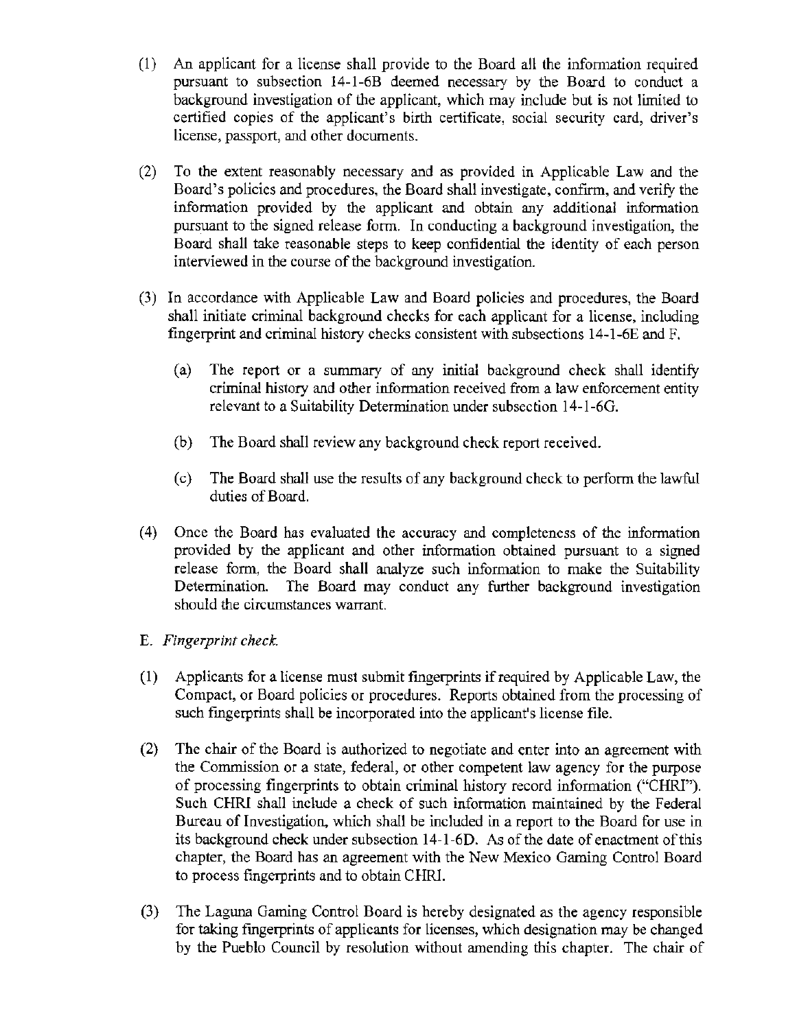(1) An applicant for a license shall provide to the Board all the information required pursuant to subsection 14-1-6B deemed necessary by the Board to conduct a background investigation of the applicant, which may include but is not limited to certified copies of the applicant's birth certificate, social security card, driver's license, passport, and other documents.

(2) To the extent reasonably necessary and as provided in Applicable Law and the Board's policies and procedures, the Board shall investigate, confirm, and verify the information provided by the applicant and obtain any additional information pursuant to the signed release form. In conducting a background investigation, the Board shall take reasonable steps to keep confidential the identity of each person interviewed in the course of the background investigation.

(3) In accordance with Applicable Law and Board policies and procedures, the Board shall initiate criminal background checks for each applicant for a license, including fingerprint and criminal history checks consistent with subsections 14-1-6E and F.

   (a) The report or a summary of any initial background check shall identify criminal history and other information received from a law enforcement entity relevant to a Suitability Determination under subsection 14-1-6G.

   (b) The Board shall review any background check report received.

   (c) The Board shall use the results of any background check to perform the lawful duties of Board.

(4) Once the Board has evaluated the accuracy and completeness of the information provided by the applicant and other information obtained pursuant to a signed release form, the Board shall analyze such information to make the Suitability Determination. The Board may conduct any further background investigation should the circumstances warrant.

E. *Fingerprint check.*

(1) Applicants for a license must submit fingerprints if required by Applicable Law, the Compact, or Board policies or procedures. Reports obtained from the processing of such fingerprints shall be incorporated into the applicant's license file.

(2) The chair of the Board is authorized to negotiate and enter into an agreement with the Commission or a state, federal, or other competent law agency for the purpose of processing fingerprints to obtain criminal history record information ("CHRI"). Such CHRI shall include a check of such information maintained by the Federal Bureau of Investigation, which shall be included in a report to the Board for use in its background check under subsection 14-1-6D. As of the date of enactment of this chapter, the Board has an agreement with the New Mexico Gaming Control Board to process fingerprints and to obtain CHRI.

(3) The Laguna Gaming Control Board is hereby designated as the agency responsible for taking fingerprints of applicants for licenses, which designation may be changed by the Pueblo Council by resolution without amending this chapter. The chair of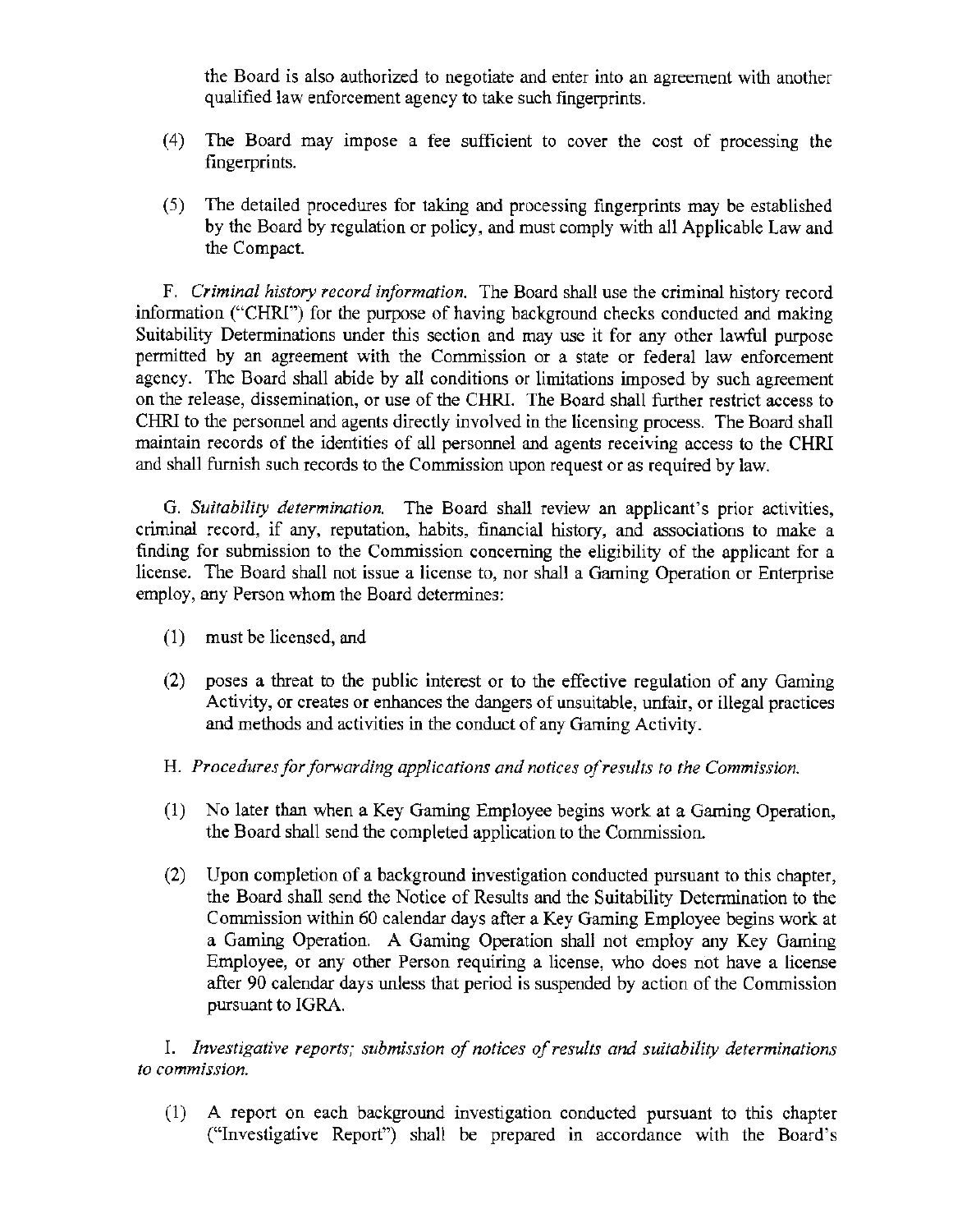the Board is also authorized to negotiate and enter into an agreement with another qualified law enforcement agency to take such fingerprints.

(4) The Board may impose a fee sufficient to cover the cost of processing the fingerprints.

(5) The detailed procedures for taking and processing fingerprints may be established by the Board by regulation or policy, and must comply with all Applicable Law and the Compact.

F. *Criminal history record information.* The Board shall use the criminal history record information ("CHRI") for the purpose of having background checks conducted and making Suitability Determinations under this section and may use it for any other lawful purpose permitted by an agreement with the Commission or a state or federal law enforcement agency. The Board shall abide by all conditions or limitations imposed by such agreement on the release, dissemination, or use of the CHRI. The Board shall further restrict access to CHRI to the personnel and agents directly involved in the licensing process. The Board shall maintain records of the identities of all personnel and agents receiving access to the CHRI and shall furnish such records to the Commission upon request or as required by law.

G. *Suitability determination.* The Board shall review an applicant's prior activities, criminal record, if any, reputation, habits, financial history, and associations to make a finding for submission to the Commission concerning the eligibility of the applicant for a license. The Board shall not issue a license to, nor shall a Gaming Operation or Enterprise employ, any Person whom the Board determines:

(1) must be licensed, and

(2) poses a threat to the public interest or to the effective regulation of any Gaming Activity, or creates or enhances the dangers of unsuitable, unfair, or illegal practices and methods and activities in the conduct of any Gaming Activity.

H. *Procedures for forwarding applications and notices of results to the Commission.*

(1) No later than when a Key Gaming Employee begins work at a Gaming Operation, the Board shall send the completed application to the Commission.

(2) Upon completion of a background investigation conducted pursuant to this chapter, the Board shall send the Notice of Results and the Suitability Determination to the Commission within 60 calendar days after a Key Gaming Employee begins work at a Gaming Operation. A Gaming Operation shall not employ any Key Gaming Employee, or any other Person requiring a license, who does not have a license after 90 calendar days unless that period is suspended by action of the Commission pursuant to IGRA.

I. *Investigative reports; submission of notices of results and suitability determinations to commission.*

(1) A report on each background investigation conducted pursuant to this chapter ("Investigative Report") shall be prepared in accordance with the Board's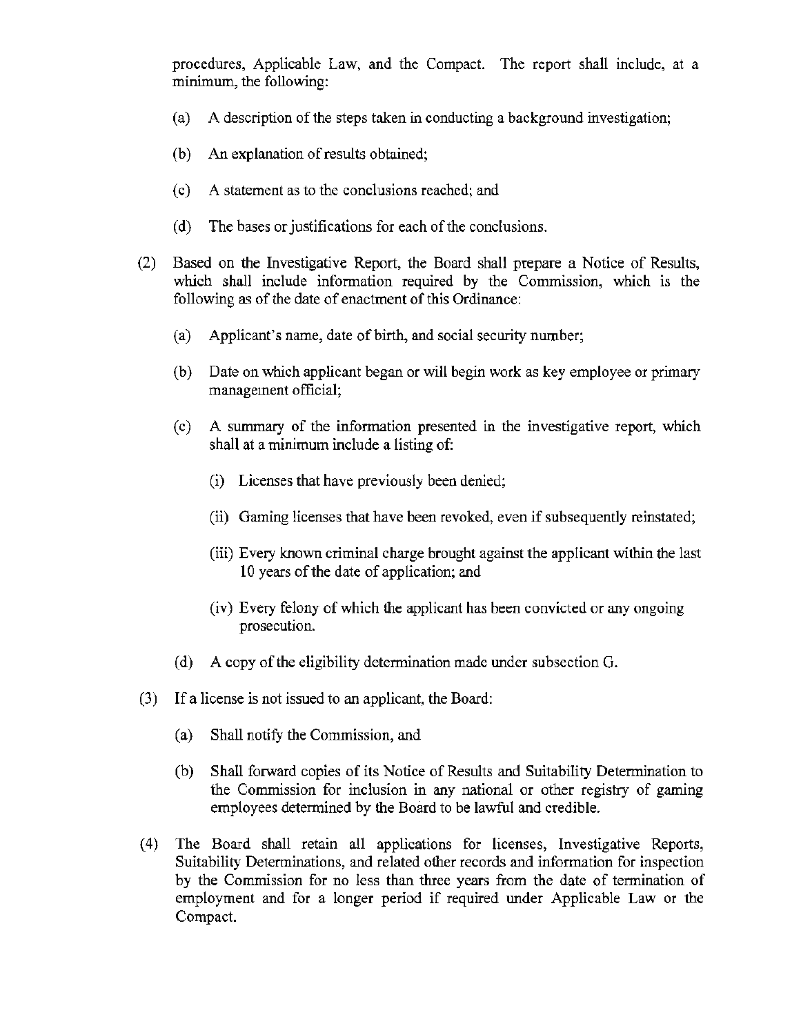procedures, Applicable Law, and the Compact. The report shall include, at a minimum, the following:

(a) A description of the steps taken in conducting a background investigation;

(b) An explanation of results obtained;

(c) A statement as to the conclusions reached; and

(d) The bases or justifications for each of the conclusions.

(2) Based on the Investigative Report, the Board shall prepare a Notice of Results, which shall include information required by the Commission, which is the following as of the date of enactment of this Ordinance:

(a) Applicant's name, date of birth, and social security number;

(b) Date on which applicant began or will begin work as key employee or primary management official;

(c) A summary of the information presented in the investigative report, which shall at a minimum include a listing of:

(i) Licenses that have previously been denied;

(ii) Gaming licenses that have been revoked, even if subsequently reinstated;

(iii) Every known criminal charge brought against the applicant within the last 10 years of the date of application; and

(iv) Every felony of which the applicant has been convicted or any ongoing prosecution.

(d) A copy of the eligibility determination made under subsection G.

(3) If a license is not issued to an applicant, the Board:

(a) Shall notify the Commission, and

(b) Shall forward copies of its Notice of Results and Suitability Determination to the Commission for inclusion in any national or other registry of gaming employees determined by the Board to be lawful and credible.

(4) The Board shall retain all applications for licenses, Investigative Reports, Suitability Determinations, and related other records and information for inspection by the Commission for no less than three years from the date of termination of employment and for a longer period if required under Applicable Law or the Compact.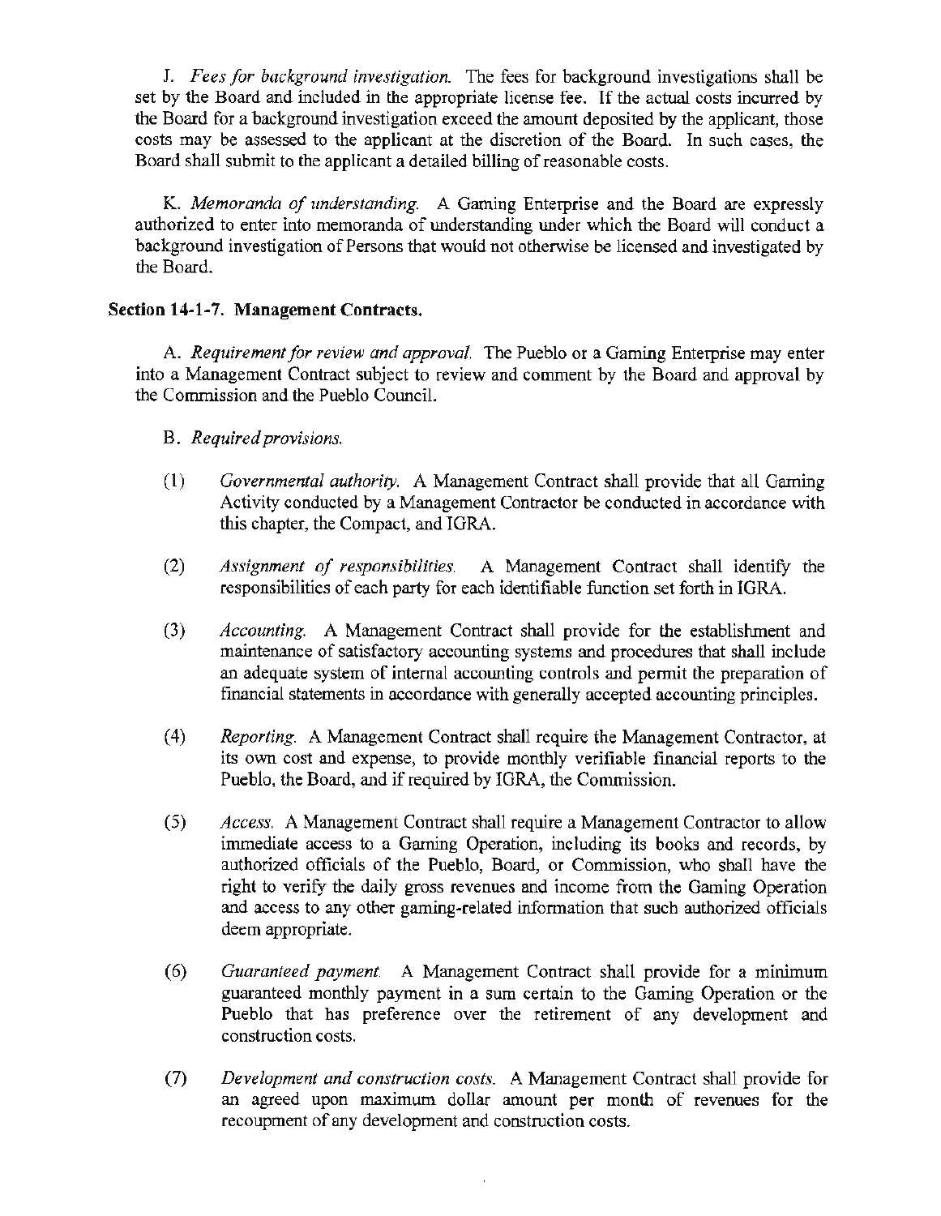J. *Fees for background investigation.* The fees for background investigations shall be set by the Board and included in the appropriate license fee. If the actual costs incurred by the Board for a background investigation exceed the amount deposited by the applicant, those costs may be assessed to the applicant at the discretion of the Board. In such cases, the Board shall submit to the applicant a detailed billing of reasonable costs.

K. *Memoranda of understanding.* A Gaming Enterprise and the Board are expressly authorized to enter into memoranda of understanding under which the Board will conduct a background investigation of Persons that would not otherwise be licensed and investigated by the Board.

**Section 14-1-7. Management Contracts.**

A. *Requirement for review and approval.* The Pueblo or a Gaming Enterprise may enter into a Management Contract subject to review and comment by the Board and approval by the Commission and the Pueblo Council.

B. *Required provisions.*

(1) *Governmental authority.* A Management Contract shall provide that all Gaming Activity conducted by a Management Contractor be conducted in accordance with this chapter, the Compact, and IGRA.

(2) *Assignment of responsibilities.* A Management Contract shall identify the responsibilities of each party for each identifiable function set forth in IGRA.

(3) *Accounting.* A Management Contract shall provide for the establishment and maintenance of satisfactory accounting systems and procedures that shall include an adequate system of internal accounting controls and permit the preparation of financial statements in accordance with generally accepted accounting principles.

(4) *Reporting.* A Management Contract shall require the Management Contractor, at its own cost and expense, to provide monthly verifiable financial reports to the Pueblo, the Board, and if required by IGRA, the Commission.

(5) *Access.* A Management Contract shall require a Management Contractor to allow immediate access to a Gaming Operation, including its books and records, by authorized officials of the Pueblo, Board, or Commission, who shall have the right to verify the daily gross revenues and income from the Gaming Operation and access to any other gaming-related information that such authorized officials deem appropriate.

(6) *Guaranteed payment.* A Management Contract shall provide for a minimum guaranteed monthly payment in a sum certain to the Gaming Operation or the Pueblo that has preference over the retirement of any development and construction costs.

(7) *Development and construction costs.* A Management Contract shall provide for an agreed upon maximum dollar amount per month of revenues for the recoupment of any development and construction costs.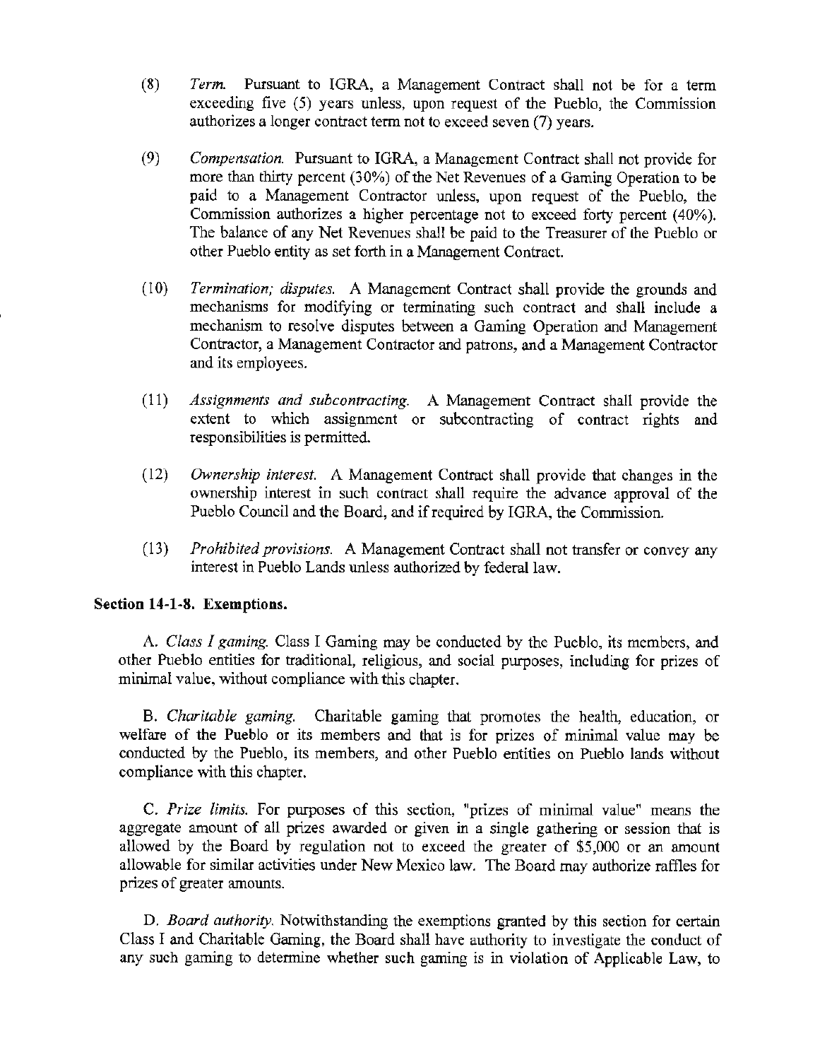(8) *Term.* Pursuant to IGRA, a Management Contract shall not be for a term exceeding five (5) years unless, upon request of the Pueblo, the Commission authorizes a longer contract term not to exceed seven (7) years.

(9) *Compensation.* Pursuant to IGRA, a Management Contract shall not provide for more than thirty percent (30%) of the Net Revenues of a Gaming Operation to be paid to a Management Contractor unless, upon request of the Pueblo, the Commission authorizes a higher percentage not to exceed forty percent (40%). The balance of any Net Revenues shall be paid to the Treasurer of the Pueblo or other Pueblo entity as set forth in a Management Contract.

(10) *Termination; disputes.* A Management Contract shall provide the grounds and mechanisms for modifying or terminating such contract and shall include a mechanism to resolve disputes between a Gaming Operation and Management Contractor, a Management Contractor and patrons, and a Management Contractor and its employees.

(11) *Assignments and subcontracting.* A Management Contract shall provide the extent to which assignment or subcontracting of contract rights and responsibilities is permitted.

(12) *Ownership interest.* A Management Contract shall provide that changes in the ownership interest in such contract shall require the advance approval of the Pueblo Council and the Board, and if required by IGRA, the Commission.

(13) *Prohibited provisions.* A Management Contract shall not transfer or convey any interest in Pueblo Lands unless authorized by federal law.

**Section 14-1-8. Exemptions.**

A. *Class I gaming.* Class I Gaming may be conducted by the Pueblo, its members, and other Pueblo entities for traditional, religious, and social purposes, including for prizes of minimal value, without compliance with this chapter.

B. *Charitable gaming.* Charitable gaming that promotes the health, education, or welfare of the Pueblo or its members and that is for prizes of minimal value may be conducted by the Pueblo, its members, and other Pueblo entities on Pueblo lands without compliance with this chapter.

C. *Prize limits.* For purposes of this section, "prizes of minimal value" means the aggregate amount of all prizes awarded or given in a single gathering or session that is allowed by the Board by regulation not to exceed the greater of $5,000 or an amount allowable for similar activities under New Mexico law. The Board may authorize raffles for prizes of greater amounts.

D. *Board authority.* Notwithstanding the exemptions granted by this section for certain Class I and Charitable Gaming, the Board shall have authority to investigate the conduct of any such gaming to determine whether such gaming is in violation of Applicable Law, to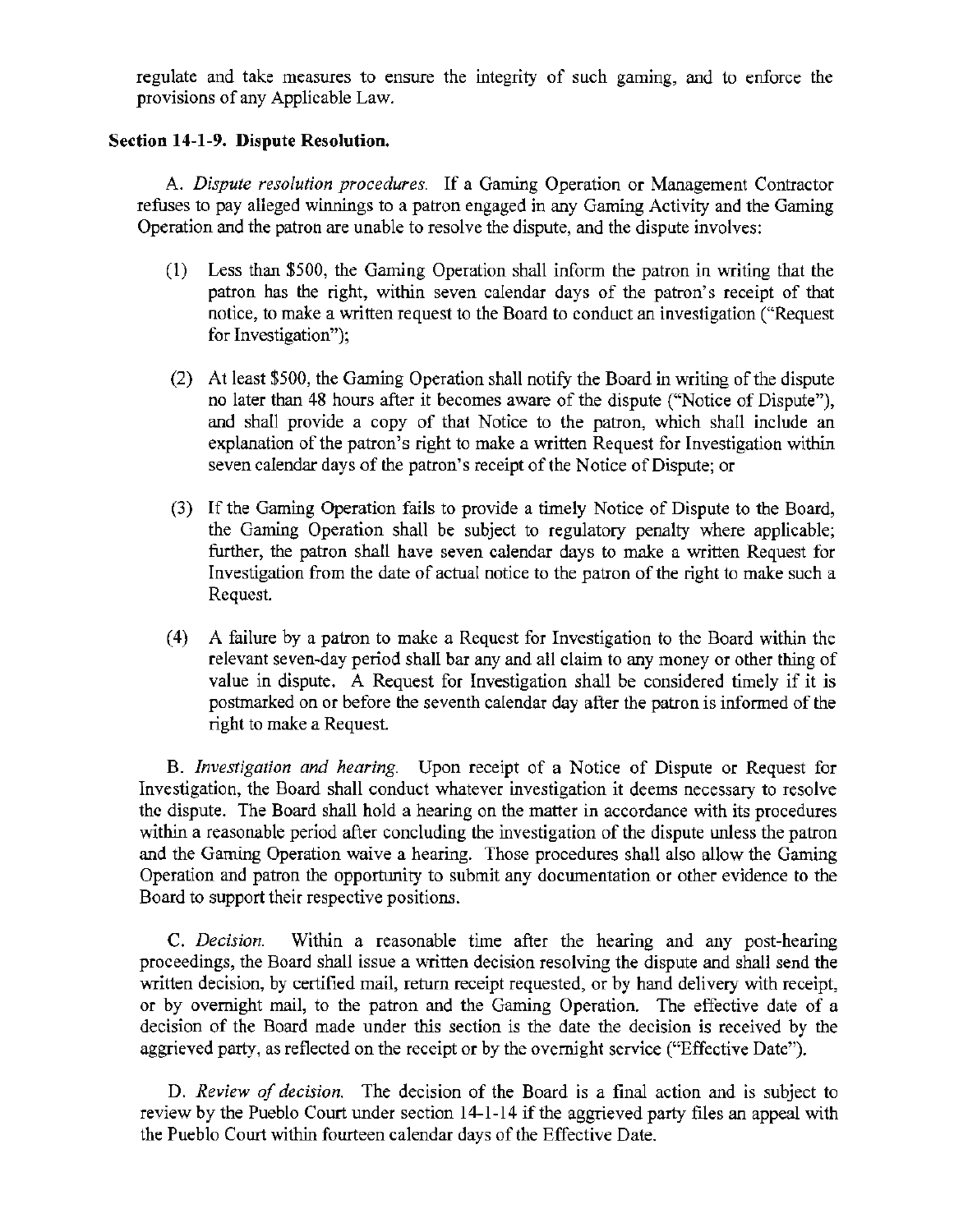regulate and take measures to ensure the integrity of such gaming, and to enforce the provisions of any Applicable Law.

**Section 14-1-9. Dispute Resolution.**

A. *Dispute resolution procedures.* If a Gaming Operation or Management Contractor refuses to pay alleged winnings to a patron engaged in any Gaming Activity and the Gaming Operation and the patron are unable to resolve the dispute, and the dispute involves:

(1) Less than $500, the Gaming Operation shall inform the patron in writing that the patron has the right, within seven calendar days of the patron's receipt of that notice, to make a written request to the Board to conduct an investigation ("Request for Investigation");

(2) At least $500, the Gaming Operation shall notify the Board in writing of the dispute no later than 48 hours after it becomes aware of the dispute ("Notice of Dispute"), and shall provide a copy of that Notice to the patron, which shall include an explanation of the patron's right to make a written Request for Investigation within seven calendar days of the patron's receipt of the Notice of Dispute; or

(3) If the Gaming Operation fails to provide a timely Notice of Dispute to the Board, the Gaming Operation shall be subject to regulatory penalty where applicable; further, the patron shall have seven calendar days to make a written Request for Investigation from the date of actual notice to the patron of the right to make such a Request.

(4) A failure by a patron to make a Request for Investigation to the Board within the relevant seven-day period shall bar any and all claim to any money or other thing of value in dispute. A Request for Investigation shall be considered timely if it is postmarked on or before the seventh calendar day after the patron is informed of the right to make a Request.

B. *Investigation and hearing.* Upon receipt of a Notice of Dispute or Request for Investigation, the Board shall conduct whatever investigation it deems necessary to resolve the dispute. The Board shall hold a hearing on the matter in accordance with its procedures within a reasonable period after concluding the investigation of the dispute unless the patron and the Gaming Operation waive a hearing. Those procedures shall also allow the Gaming Operation and patron the opportunity to submit any documentation or other evidence to the Board to support their respective positions.

C. *Decision.* Within a reasonable time after the hearing and any post-hearing proceedings, the Board shall issue a written decision resolving the dispute and shall send the written decision, by certified mail, return receipt requested, or by hand delivery with receipt, or by overnight mail, to the patron and the Gaming Operation. The effective date of a decision of the Board made under this section is the date the decision is received by the aggrieved party, as reflected on the receipt or by the overnight service ("Effective Date").

D. *Review of decision.* The decision of the Board is a final action and is subject to review by the Pueblo Court under section 14-1-14 if the aggrieved party files an appeal with the Pueblo Court within fourteen calendar days of the Effective Date.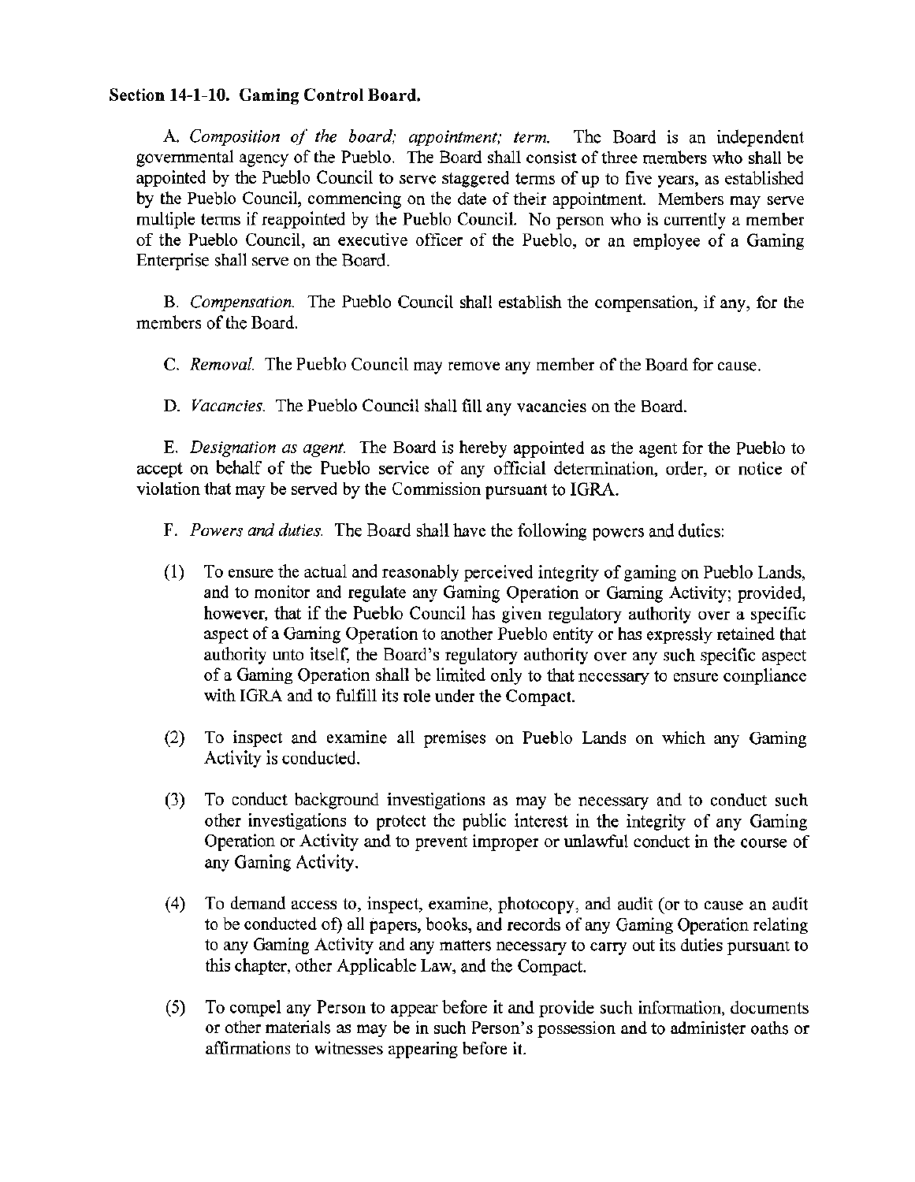**Section 14-1-10. Gaming Control Board.**

A. *Composition of the board; appointment; term.* The Board is an independent governmental agency of the Pueblo. The Board shall consist of three members who shall be appointed by the Pueblo Council to serve staggered terms of up to five years, as established by the Pueblo Council, commencing on the date of their appointment. Members may serve multiple terms if reappointed by the Pueblo Council. No person who is currently a member of the Pueblo Council, an executive officer of the Pueblo, or an employee of a Gaming Enterprise shall serve on the Board.

B. *Compensation.* The Pueblo Council shall establish the compensation, if any, for the members of the Board.

C. *Removal.* The Pueblo Council may remove any member of the Board for cause.

D. *Vacancies.* The Pueblo Council shall fill any vacancies on the Board.

E. *Designation as agent.* The Board is hereby appointed as the agent for the Pueblo to accept on behalf of the Pueblo service of any official determination, order, or notice of violation that may be served by the Commission pursuant to IGRA.

F. *Powers and duties.* The Board shall have the following powers and duties:

(1) To ensure the actual and reasonably perceived integrity of gaming on Pueblo Lands, and to monitor and regulate any Gaming Operation or Gaming Activity; provided, however, that if the Pueblo Council has given regulatory authority over a specific aspect of a Gaming Operation to another Pueblo entity or has expressly retained that authority unto itself, the Board's regulatory authority over any such specific aspect of a Gaming Operation shall be limited only to that necessary to ensure compliance with IGRA and to fulfill its role under the Compact.

(2) To inspect and examine all premises on Pueblo Lands on which any Gaming Activity is conducted.

(3) To conduct background investigations as may be necessary and to conduct such other investigations to protect the public interest in the integrity of any Gaming Operation or Activity and to prevent improper or unlawful conduct in the course of any Gaming Activity.

(4) To demand access to, inspect, examine, photocopy, and audit (or to cause an audit to be conducted of) all papers, books, and records of any Gaming Operation relating to any Gaming Activity and any matters necessary to carry out its duties pursuant to this chapter, other Applicable Law, and the Compact.

(5) To compel any Person to appear before it and provide such information, documents or other materials as may be in such Person's possession and to administer oaths or affirmations to witnesses appearing before it.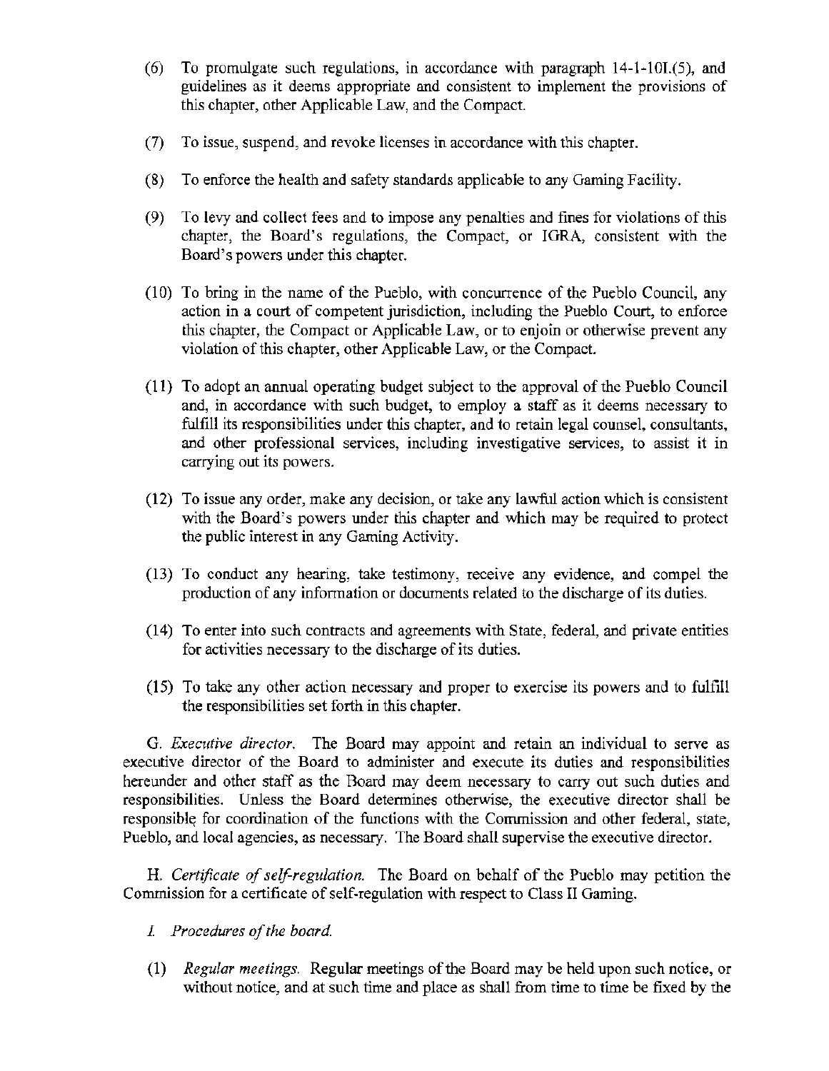(6) To promulgate such regulations, in accordance with paragraph 14-1-10I.(5), and guidelines as it deems appropriate and consistent to implement the provisions of this chapter, other Applicable Law, and the Compact.

(7) To issue, suspend, and revoke licenses in accordance with this chapter.

(8) To enforce the health and safety standards applicable to any Gaming Facility.

(9) To levy and collect fees and to impose any penalties and fines for violations of this chapter, the Board's regulations, the Compact, or IGRA, consistent with the Board's powers under this chapter.

(10) To bring in the name of the Pueblo, with concurrence of the Pueblo Council, any action in a court of competent jurisdiction, including the Pueblo Court, to enforce this chapter, the Compact or Applicable Law, or to enjoin or otherwise prevent any violation of this chapter, other Applicable Law, or the Compact.

(11) To adopt an annual operating budget subject to the approval of the Pueblo Council and, in accordance with such budget, to employ a staff as it deems necessary to fulfill its responsibilities under this chapter, and to retain legal counsel, consultants, and other professional services, including investigative services, to assist it in carrying out its powers.

(12) To issue any order, make any decision, or take any lawful action which is consistent with the Board's powers under this chapter and which may be required to protect the public interest in any Gaming Activity.

(13) To conduct any hearing, take testimony, receive any evidence, and compel the production of any information or documents related to the discharge of its duties.

(14) To enter into such contracts and agreements with State, federal, and private entities for activities necessary to the discharge of its duties.

(15) To take any other action necessary and proper to exercise its powers and to fulfill the responsibilities set forth in this chapter.

G. *Executive director.* The Board may appoint and retain an individual to serve as executive director of the Board to administer and execute its duties and responsibilities hereunder and other staff as the Board may deem necessary to carry out such duties and responsibilities. Unless the Board determines otherwise, the executive director shall be responsible for coordination of the functions with the Commission and other federal, state, Pueblo, and local agencies, as necessary. The Board shall supervise the executive director.

H. *Certificate of self-regulation.* The Board on behalf of the Pueblo may petition the Commission for a certificate of self-regulation with respect to Class II Gaming.

I. *Procedures of the board.*

(1) *Regular meetings.* Regular meetings of the Board may be held upon such notice, or without notice, and at such time and place as shall from time to time be fixed by the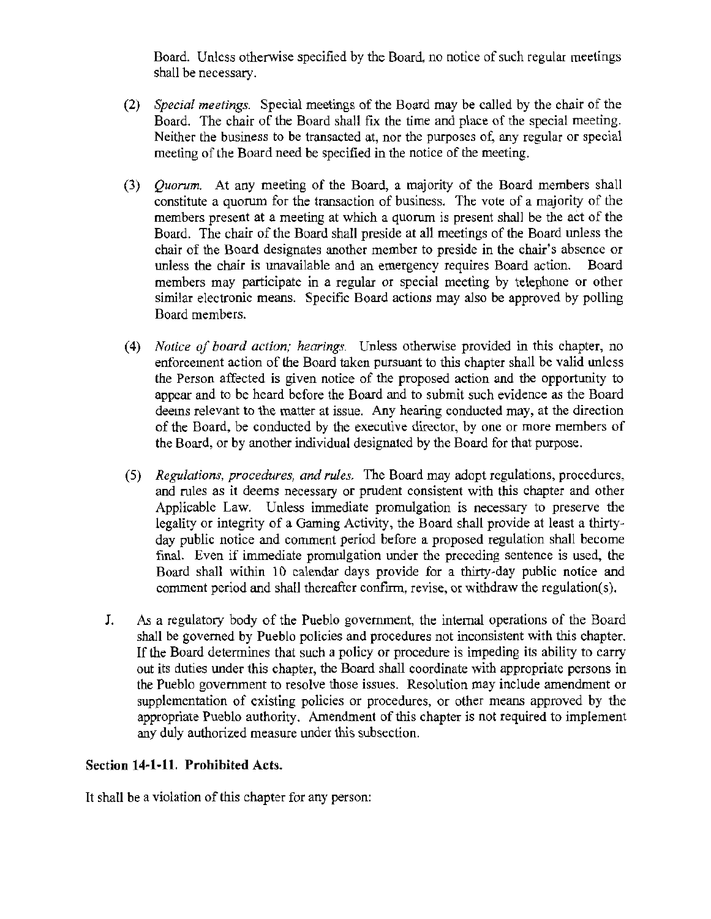Board. Unless otherwise specified by the Board, no notice of such regular meetings shall be necessary.

(2) *Special meetings.* Special meetings of the Board may be called by the chair of the Board. The chair of the Board shall fix the time and place of the special meeting. Neither the business to be transacted at, nor the purposes of, any regular or special meeting of the Board need be specified in the notice of the meeting.

(3) *Quorum.* At any meeting of the Board, a majority of the Board members shall constitute a quorum for the transaction of business. The vote of a majority of the members present at a meeting at which a quorum is present shall be the act of the Board. The chair of the Board shall preside at all meetings of the Board unless the chair of the Board designates another member to preside in the chair's absence or unless the chair is unavailable and an emergency requires Board action. Board members may participate in a regular or special meeting by telephone or other similar electronic means. Specific Board actions may also be approved by polling Board members.

(4) *Notice of board action; hearings.* Unless otherwise provided in this chapter, no enforcement action of the Board taken pursuant to this chapter shall be valid unless the Person affected is given notice of the proposed action and the opportunity to appear and to be heard before the Board and to submit such evidence as the Board deems relevant to the matter at issue. Any hearing conducted may, at the direction of the Board, be conducted by the executive director, by one or more members of the Board, or by another individual designated by the Board for that purpose.

(5) *Regulations, procedures, and rules.* The Board may adopt regulations, procedures, and rules as it deems necessary or prudent consistent with this chapter and other Applicable Law. Unless immediate promulgation is necessary to preserve the legality or integrity of a Gaming Activity, the Board shall provide at least a thirty-day public notice and comment period before a proposed regulation shall become final. Even if immediate promulgation under the preceding sentence is used, the Board shall within 10 calendar days provide for a thirty-day public notice and comment period and shall thereafter confirm, revise, or withdraw the regulation(s).

J. As a regulatory body of the Pueblo government, the internal operations of the Board shall be governed by Pueblo policies and procedures not inconsistent with this chapter. If the Board determines that such a policy or procedure is impeding its ability to carry out its duties under this chapter, the Board shall coordinate with appropriate persons in the Pueblo government to resolve those issues. Resolution may include amendment or supplementation of existing policies or procedures, or other means approved by the appropriate Pueblo authority. Amendment of this chapter is not required to implement any duly authorized measure under this subsection.

### Section 14-1-11. Prohibited Acts.

It shall be a violation of this chapter for any person: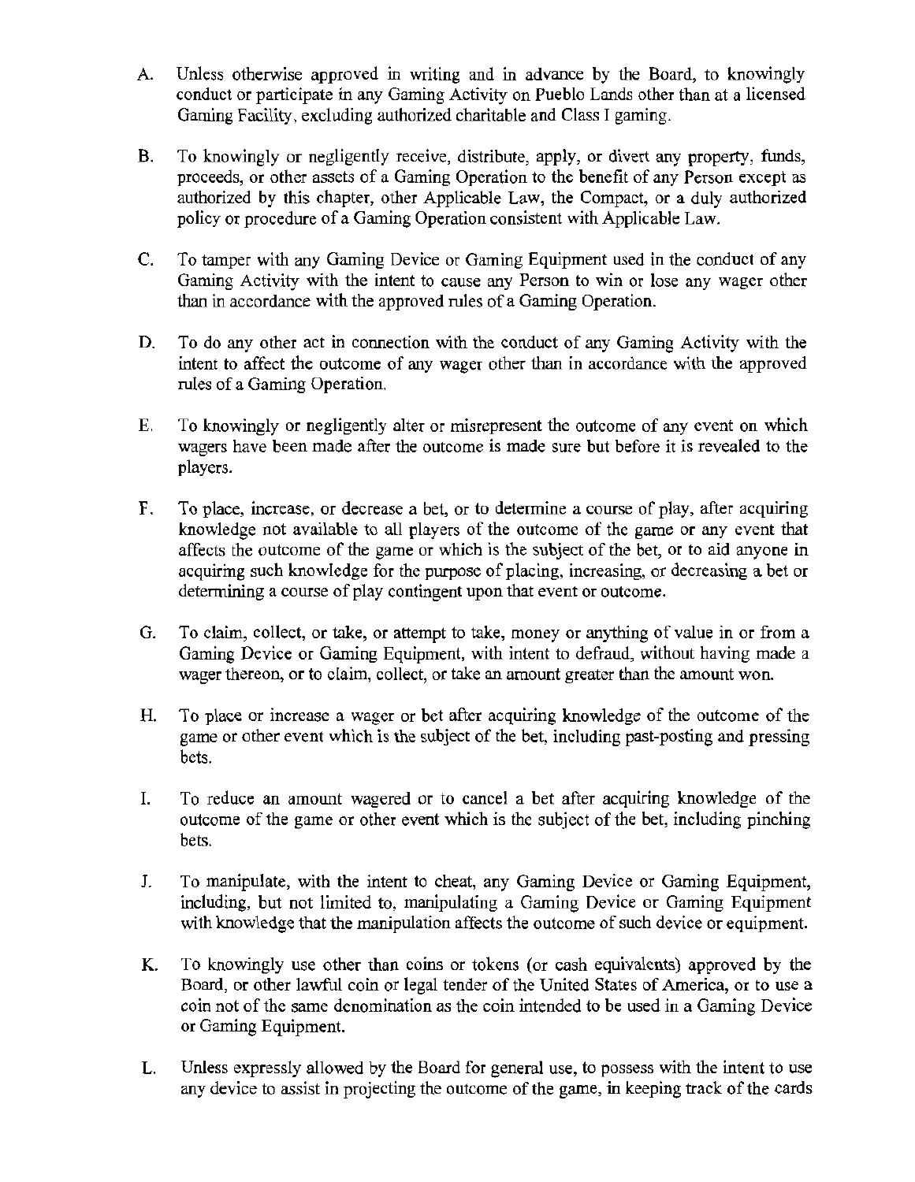A. Unless otherwise approved in writing and in advance by the Board, to knowingly conduct or participate in any Gaming Activity on Pueblo Lands other than at a licensed Gaming Facility, excluding authorized charitable and Class I gaming.

B. To knowingly or negligently receive, distribute, apply, or divert any property, funds, proceeds, or other assets of a Gaming Operation to the benefit of any Person except as authorized by this chapter, other Applicable Law, the Compact, or a duly authorized policy or procedure of a Gaming Operation consistent with Applicable Law.

C. To tamper with any Gaming Device or Gaming Equipment used in the conduct of any Gaming Activity with the intent to cause any Person to win or lose any wager other than in accordance with the approved rules of a Gaming Operation.

D. To do any other act in connection with the conduct of any Gaming Activity with the intent to affect the outcome of any wager other than in accordance with the approved rules of a Gaming Operation.

E. To knowingly or negligently alter or misrepresent the outcome of any event on which wagers have been made after the outcome is made sure but before it is revealed to the players.

F. To place, increase, or decrease a bet, or to determine a course of play, after acquiring knowledge not available to all players of the outcome of the game or any event that affects the outcome of the game or which is the subject of the bet, or to aid anyone in acquiring such knowledge for the purpose of placing, increasing, or decreasing a bet or determining a course of play contingent upon that event or outcome.

G. To claim, collect, or take, or attempt to take, money or anything of value in or from a Gaming Device or Gaming Equipment, with intent to defraud, without having made a wager thereon, or to claim, collect, or take an amount greater than the amount won.

H. To place or increase a wager or bet after acquiring knowledge of the outcome of the game or other event which is the subject of the bet, including past-posting and pressing bets.

I. To reduce an amount wagered or to cancel a bet after acquiring knowledge of the outcome of the game or other event which is the subject of the bet, including pinching bets.

J. To manipulate, with the intent to cheat, any Gaming Device or Gaming Equipment, including, but not limited to, manipulating a Gaming Device or Gaming Equipment with knowledge that the manipulation affects the outcome of such device or equipment.

K. To knowingly use other than coins or tokens (or cash equivalents) approved by the Board, or other lawful coin or legal tender of the United States of America, or to use a coin not of the same denomination as the coin intended to be used in a Gaming Device or Gaming Equipment.

L. Unless expressly allowed by the Board for general use, to possess with the intent to use any device to assist in projecting the outcome of the game, in keeping track of the cards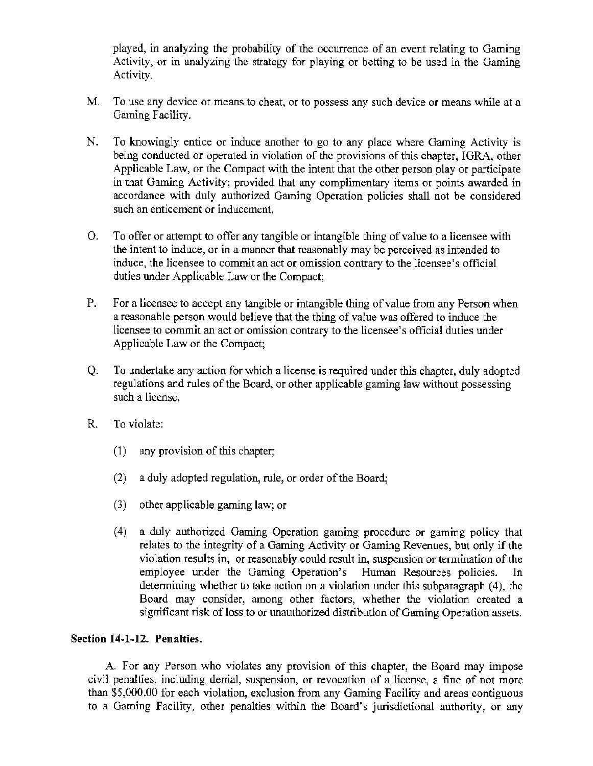played, in analyzing the probability of the occurrence of an event relating to Gaming Activity, or in analyzing the strategy for playing or betting to be used in the Gaming Activity.

M. To use any device or means to cheat, or to possess any such device or means while at a Gaming Facility.

N. To knowingly entice or induce another to go to any place where Gaming Activity is being conducted or operated in violation of the provisions of this chapter, IGRA, other Applicable Law, or the Compact with the intent that the other person play or participate in that Gaming Activity; provided that any complimentary items or points awarded in accordance with duly authorized Gaming Operation policies shall not be considered such an enticement or inducement.

O. To offer or attempt to offer any tangible or intangible thing of value to a licensee with the intent to induce, or in a manner that reasonably may be perceived as intended to induce, the licensee to commit an act or omission contrary to the licensee's official duties under Applicable Law or the Compact;

P. For a licensee to accept any tangible or intangible thing of value from any Person when a reasonable person would believe that the thing of value was offered to induce the licensee to commit an act or omission contrary to the licensee's official duties under Applicable Law or the Compact;

Q. To undertake any action for which a license is required under this chapter, duly adopted regulations and rules of the Board, or other applicable gaming law without possessing such a license.

R. To violate:

(1) any provision of this chapter;

(2) a duly adopted regulation, rule, or order of the Board;

(3) other applicable gaming law; or

(4) a duly authorized Gaming Operation gaming procedure or gaming policy that relates to the integrity of a Gaming Activity or Gaming Revenues, but only if the violation results in, or reasonably could result in, suspension or termination of the employee under the Gaming Operation's Human Resources policies. In determining whether to take action on a violation under this subparagraph (4), the Board may consider, among other factors, whether the violation created a significant risk of loss to or unauthorized distribution of Gaming Operation assets.

**Section 14-1-12. Penalties.**

A. For any Person who violates any provision of this chapter, the Board may impose civil penalties, including denial, suspension, or revocation of a license, a fine of not more than $5,000.00 for each violation, exclusion from any Gaming Facility and areas contiguous to a Gaming Facility, other penalties within the Board's jurisdictional authority, or any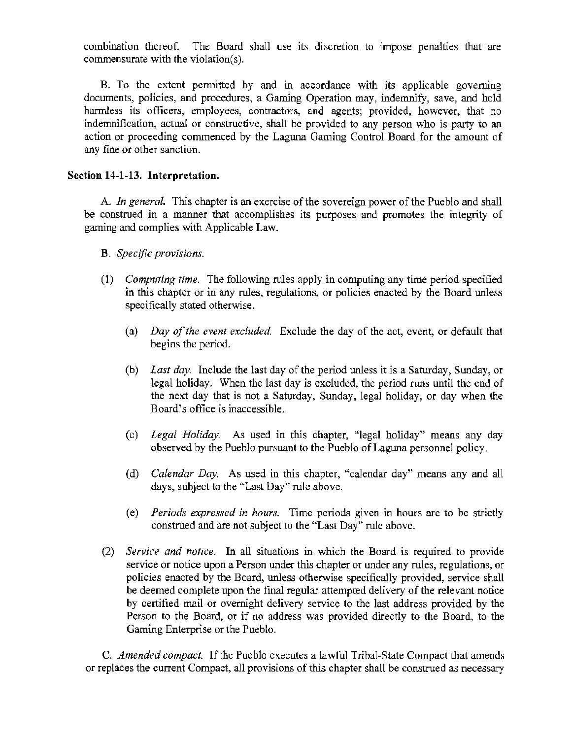combination thereof. The Board shall use its discretion to impose penalties that are commensurate with the violation(s).

B. To the extent permitted by and in accordance with its applicable governing documents, policies, and procedures, a Gaming Operation may, indemnify, save, and hold harmless its officers, employees, contractors, and agents; provided, however, that no indemnification, actual or constructive, shall be provided to any person who is party to an action or proceeding commenced by the Laguna Gaming Control Board for the amount of any fine or other sanction.

**Section 14-1-13. Interpretation.**

A. *In general.* This chapter is an exercise of the sovereign power of the Pueblo and shall be construed in a manner that accomplishes its purposes and promotes the integrity of gaming and complies with Applicable Law.

B. *Specific provisions.*

(1) *Computing time.* The following rules apply in computing any time period specified in this chapter or in any rules, regulations, or policies enacted by the Board unless specifically stated otherwise.

(a) *Day of the event excluded.* Exclude the day of the act, event, or default that begins the period.

(b) *Last day.* Include the last day of the period unless it is a Saturday, Sunday, or legal holiday. When the last day is excluded, the period runs until the end of the next day that is not a Saturday, Sunday, legal holiday, or day when the Board's office is inaccessible.

(c) *Legal Holiday.* As used in this chapter, "legal holiday" means any day observed by the Pueblo pursuant to the Pueblo of Laguna personnel policy.

(d) *Calendar Day.* As used in this chapter, "calendar day" means any and all days, subject to the "Last Day" rule above.

(e) *Periods expressed in hours.* Time periods given in hours are to be strictly construed and are not subject to the "Last Day" rule above.

(2) *Service and notice.* In all situations in which the Board is required to provide service or notice upon a Person under this chapter or under any rules, regulations, or policies enacted by the Board, unless otherwise specifically provided, service shall be deemed complete upon the final regular attempted delivery of the relevant notice by certified mail or overnight delivery service to the last address provided by the Person to the Board, or if no address was provided directly to the Board, to the Gaming Enterprise or the Pueblo.

C. *Amended compact.* If the Pueblo executes a lawful Tribal-State Compact that amends or replaces the current Compact, all provisions of this chapter shall be construed as necessary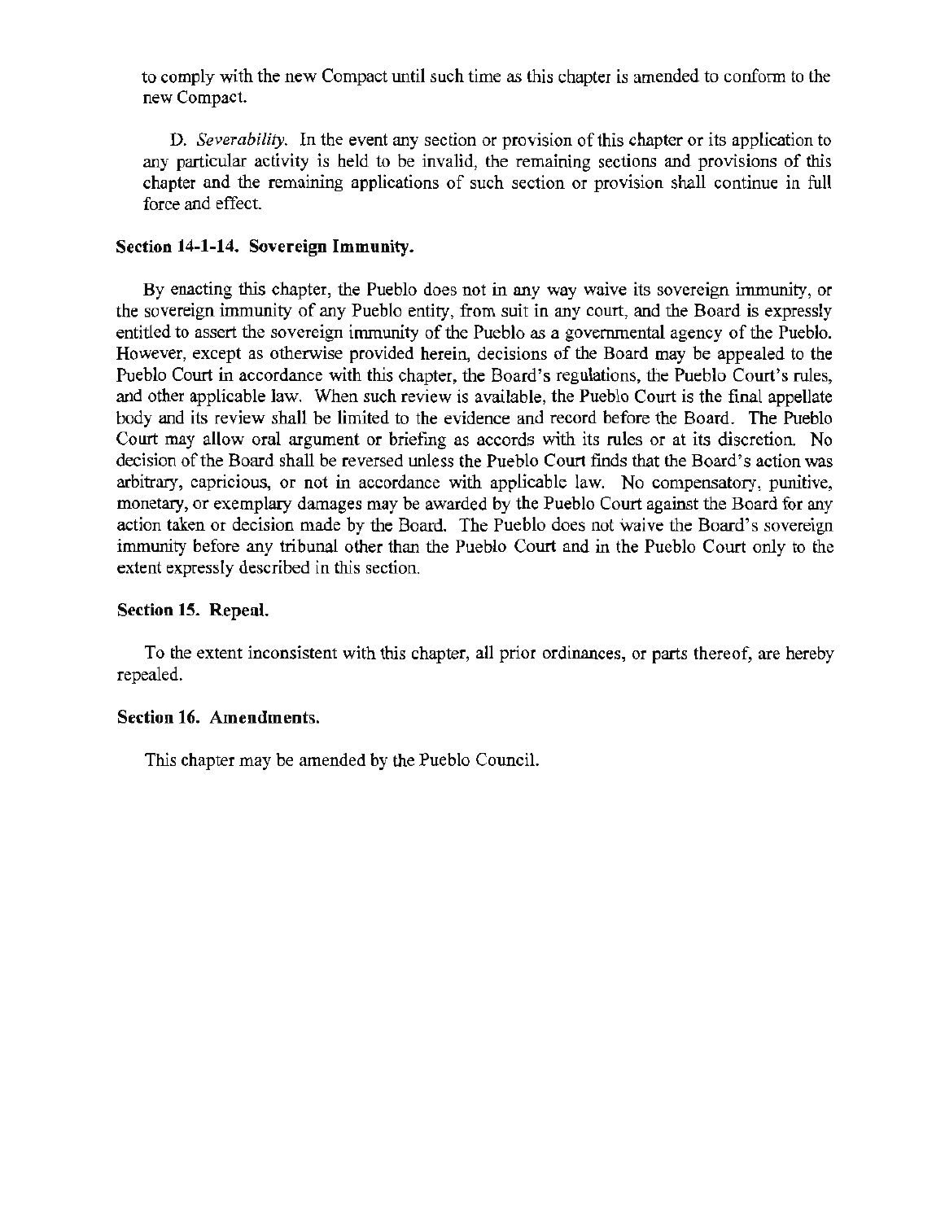to comply with the new Compact until such time as this chapter is amended to conform to the new Compact.

D. *Severability.* In the event any section or provision of this chapter or its application to any particular activity is held to be invalid, the remaining sections and provisions of this chapter and the remaining applications of such section or provision shall continue in full force and effect.

**Section 14-1-14. Sovereign Immunity.**

By enacting this chapter, the Pueblo does not in any way waive its sovereign immunity, or the sovereign immunity of any Pueblo entity, from suit in any court, and the Board is expressly entitled to assert the sovereign immunity of the Pueblo as a governmental agency of the Pueblo. However, except as otherwise provided herein, decisions of the Board may be appealed to the Pueblo Court in accordance with this chapter, the Board's regulations, the Pueblo Court's rules, and other applicable law. When such review is available, the Pueblo Court is the final appellate body and its review shall be limited to the evidence and record before the Board. The Pueblo Court may allow oral argument or briefing as accords with its rules or at its discretion. No decision of the Board shall be reversed unless the Pueblo Court finds that the Board's action was arbitrary, capricious, or not in accordance with applicable law. No compensatory, punitive, monetary, or exemplary damages may be awarded by the Pueblo Court against the Board for any action taken or decision made by the Board. The Pueblo does not waive the Board's sovereign immunity before any tribunal other than the Pueblo Court and in the Pueblo Court only to the extent expressly described in this section.

**Section 15. Repeal.**

To the extent inconsistent with this chapter, all prior ordinances, or parts thereof, are hereby repealed.

**Section 16. Amendments.**

This chapter may be amended by the Pueblo Council.